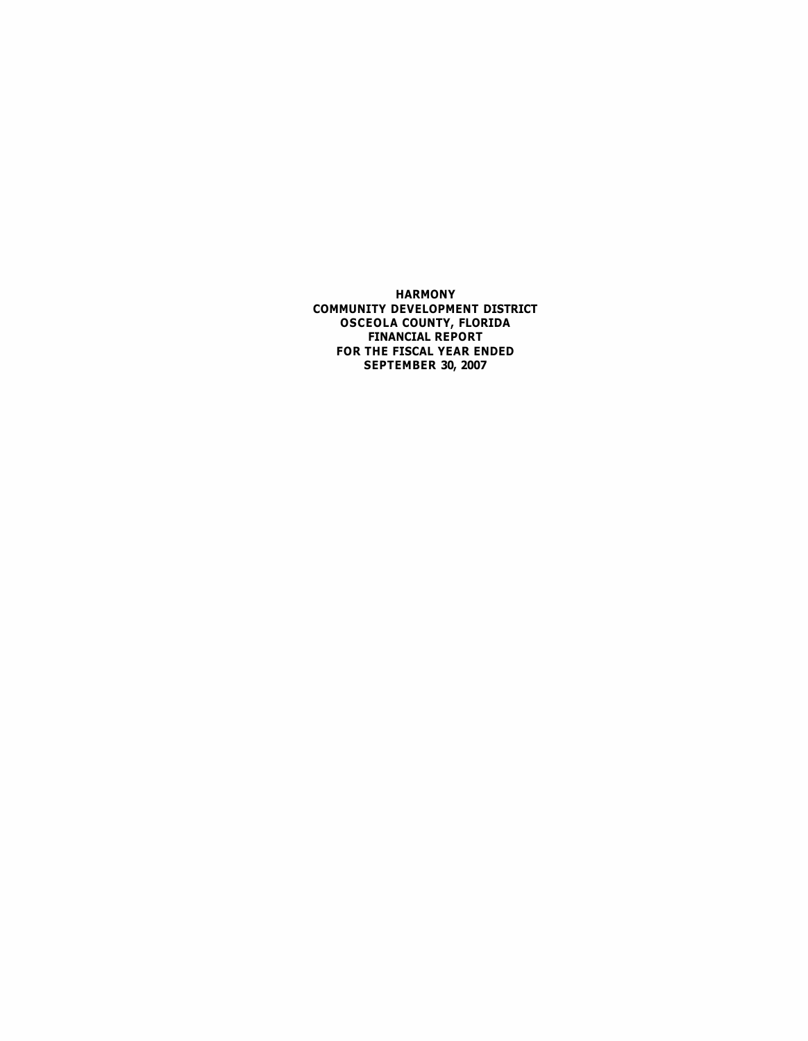**HARMONY**
**COMMUNITY DEVELOPMENT DISTRICT**
**OSCEOLA COUNTY, FLORIDA**
**FINANCIAL REPORT**
**FOR THE FISCAL YEAR ENDED**
**SEPTEMBER 30, 2007**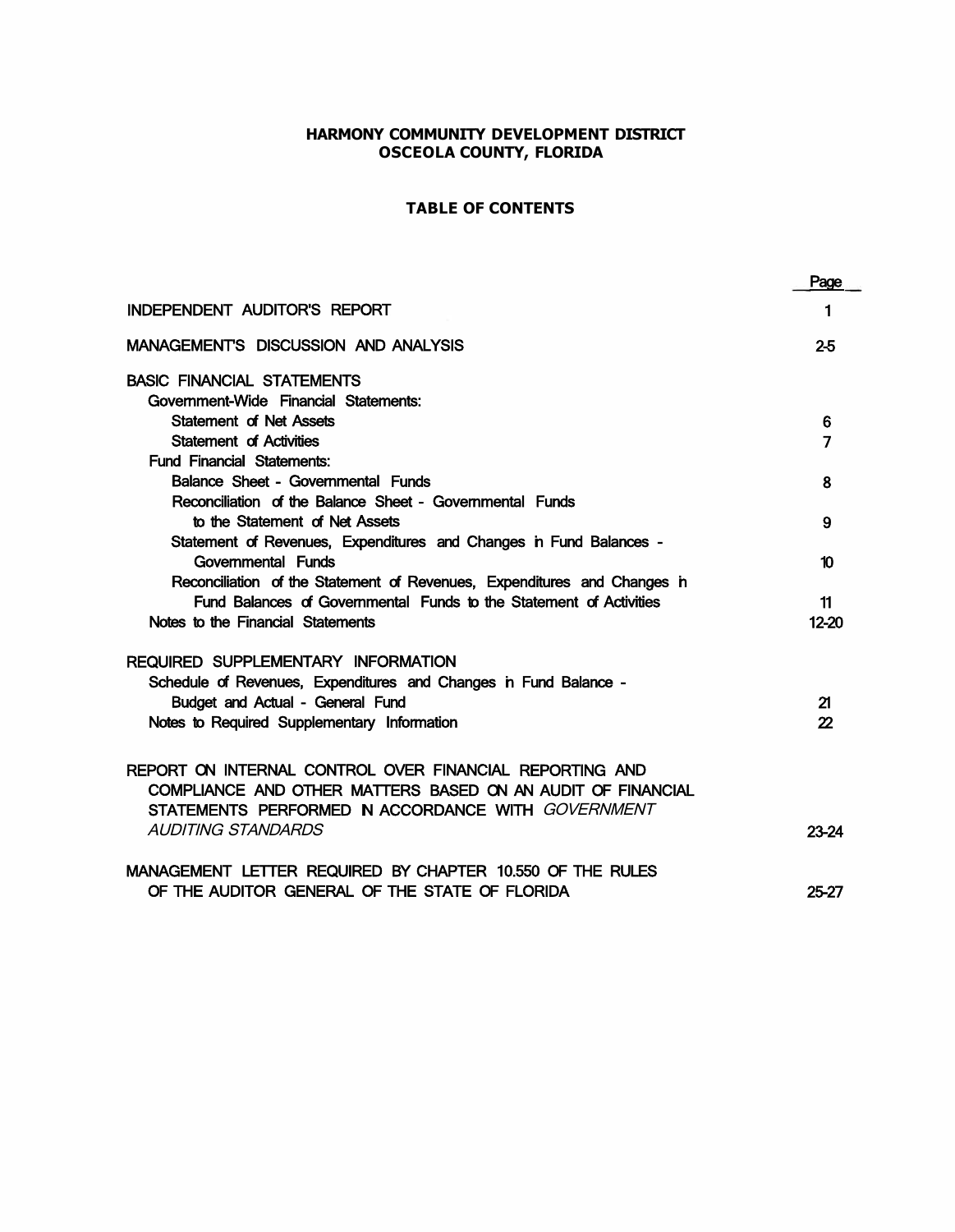# HARMONY COMMUNITY DEVELOPMENT DISTRICT
## OSCEOLA COUNTY, FLORIDA

### TABLE OF CONTENTS

| | Page |
|---|---|
| INDEPENDENT AUDITOR'S REPORT | 1 |
| MANAGEMENT'S DISCUSSION AND ANALYSIS | 2-5 |
| BASIC FINANCIAL STATEMENTS | |
| Government-Wide Financial Statements: | |
| Statement of Net Assets | 6 |
| Statement of Activities | 7 |
| Fund Financial Statements: | |
| Balance Sheet - Governmental Funds | 8 |
| Reconciliation of the Balance Sheet - Governmental Funds to the Statement of Net Assets | 9 |
| Statement of Revenues, Expenditures and Changes in Fund Balances - Governmental Funds | 10 |
| Reconciliation of the Statement of Revenues, Expenditures and Changes in Fund Balances of Governmental Funds to the Statement of Activities | 11 |
| Notes to the Financial Statements | 12-20 |
| REQUIRED SUPPLEMENTARY INFORMATION | |
| Schedule of Revenues, Expenditures and Changes in Fund Balance - Budget and Actual - General Fund | 21 |
| Notes to Required Supplementary Information | 22 |
| REPORT ON INTERNAL CONTROL OVER FINANCIAL REPORTING AND COMPLIANCE AND OTHER MATTERS BASED ON AN AUDIT OF FINANCIAL STATEMENTS PERFORMED IN ACCORDANCE WITH *GOVERNMENT AUDITING STANDARDS* | 23-24 |
| MANAGEMENT LETTER REQUIRED BY CHAPTER 10.550 OF THE RULES OF THE AUDITOR GENERAL OF THE STATE OF FLORIDA | 25-27 |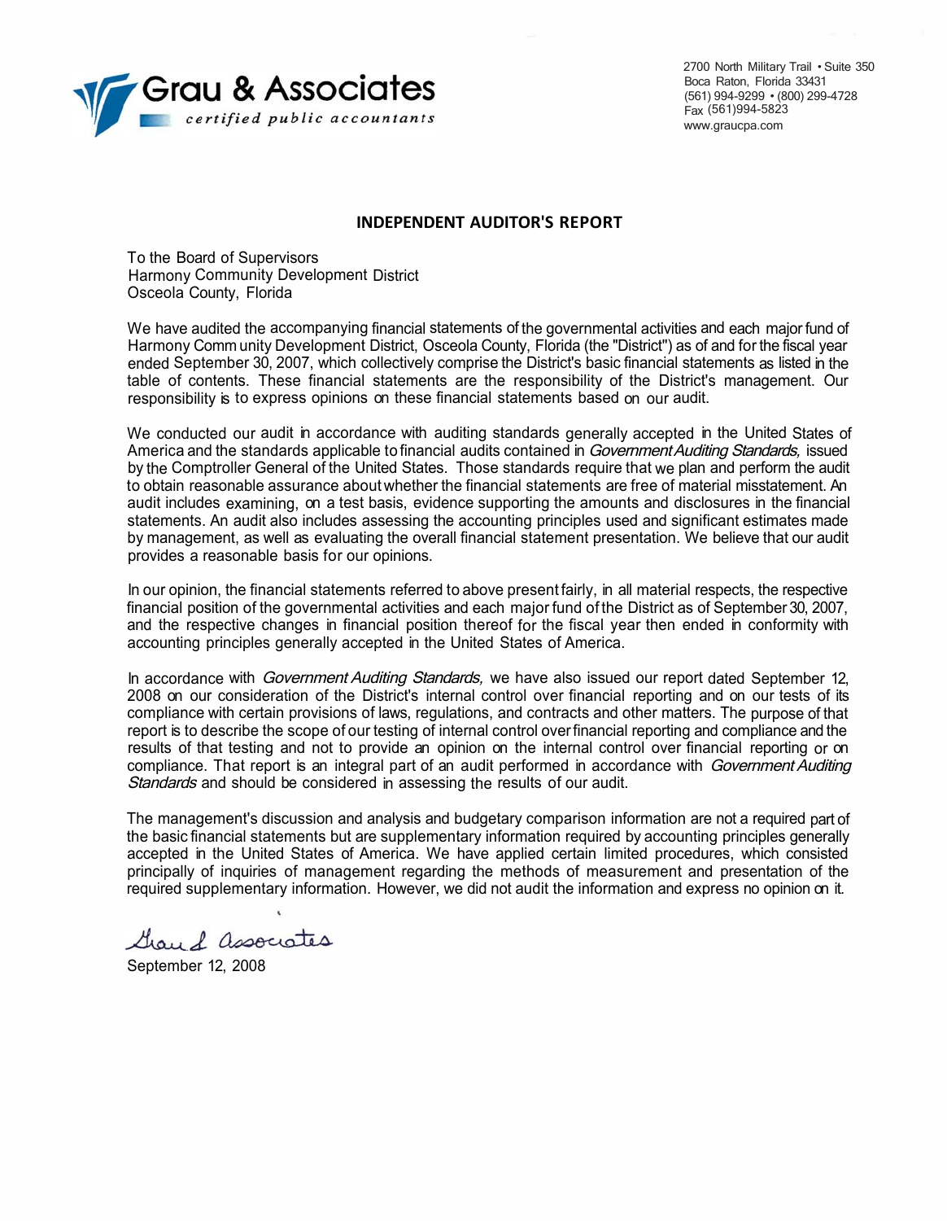Grau & Associates
*certified public accountants*

2700 North Military Trail • Suite 350
Boca Raton, Florida 33431
(561) 994-9299 • (800) 299-4728
Fax (561)994-5823
www.graucpa.com

## INDEPENDENT AUDITOR'S REPORT

To the Board of Supervisors
Harmony Community Development District
Osceola County, Florida

We have audited the accompanying financial statements of the governmental activities and each major fund of Harmony Community Development District, Osceola County, Florida (the "District") as of and for the fiscal year ended September 30, 2007, which collectively comprise the District's basic financial statements as listed in the table of contents. These financial statements are the responsibility of the District's management. Our responsibility is to express opinions on these financial statements based on our audit.

We conducted our audit in accordance with auditing standards generally accepted in the United States of America and the standards applicable to financial audits contained in *Government Auditing Standards,* issued by the Comptroller General of the United States. Those standards require that we plan and perform the audit to obtain reasonable assurance about whether the financial statements are free of material misstatement. An audit includes examining, on a test basis, evidence supporting the amounts and disclosures in the financial statements. An audit also includes assessing the accounting principles used and significant estimates made by management, as well as evaluating the overall financial statement presentation. We believe that our audit provides a reasonable basis for our opinions.

In our opinion, the financial statements referred to above present fairly, in all material respects, the respective financial position of the governmental activities and each major fund of the District as of September 30, 2007, and the respective changes in financial position thereof for the fiscal year then ended in conformity with accounting principles generally accepted in the United States of America.

In accordance with *Government Auditing Standards,* we have also issued our report dated September 12, 2008 on our consideration of the District's internal control over financial reporting and on our tests of its compliance with certain provisions of laws, regulations, and contracts and other matters. The purpose of that report is to describe the scope of our testing of internal control over financial reporting and compliance and the results of that testing and not to provide an opinion on the internal control over financial reporting or on compliance. That report is an integral part of an audit performed in accordance with *Government Auditing Standards* and should be considered in assessing the results of our audit.

The management's discussion and analysis and budgetary comparison information are not a required part of the basic financial statements but are supplementary information required by accounting principles generally accepted in the United States of America. We have applied certain limited procedures, which consisted principally of inquiries of management regarding the methods of measurement and presentation of the required supplementary information. However, we did not audit the information and express no opinion on it.

Grau & Associates
September 12, 2008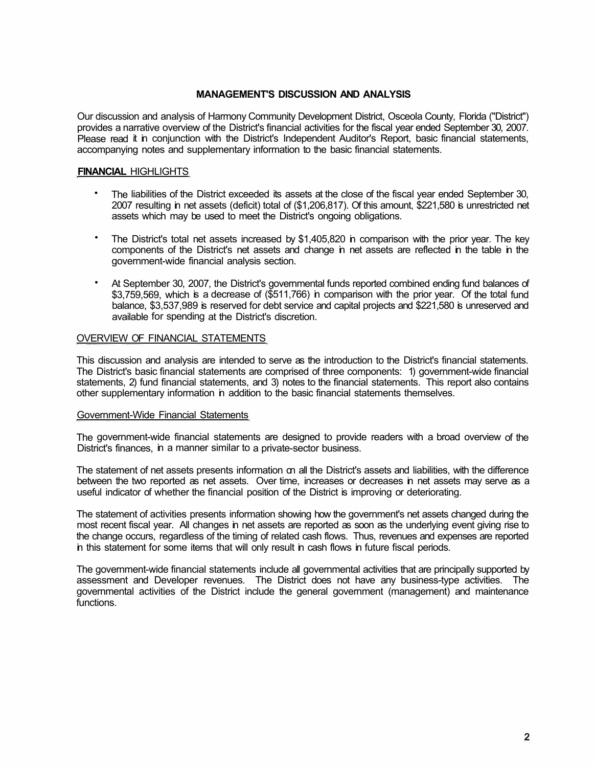## MANAGEMENT'S DISCUSSION AND ANALYSIS

Our discussion and analysis of Harmony Community Development District, Osceola County, Florida ("District") provides a narrative overview of the District's financial activities for the fiscal year ended September 30, 2007. Please read it in conjunction with the District's Independent Auditor's Report, basic financial statements, accompanying notes and supplementary information to the basic financial statements.

### FINANCIAL HIGHLIGHTS

- The liabilities of the District exceeded its assets at the close of the fiscal year ended September 30, 2007 resulting in net assets (deficit) total of ($1,206,817). Of this amount, $221,580 is unrestricted net assets which may be used to meet the District's ongoing obligations.
- The District's total net assets increased by $1,405,820 in comparison with the prior year. The key components of the District's net assets and change in net assets are reflected in the table in the government-wide financial analysis section.
- At September 30, 2007, the District's governmental funds reported combined ending fund balances of $3,759,569, which is a decrease of ($511,766) in comparison with the prior year. Of the total fund balance, $3,537,989 is reserved for debt service and capital projects and $221,580 is unreserved and available for spending at the District's discretion.

### OVERVIEW OF FINANCIAL STATEMENTS

This discussion and analysis are intended to serve as the introduction to the District's financial statements. The District's basic financial statements are comprised of three components: 1) government-wide financial statements, 2) fund financial statements, and 3) notes to the financial statements. This report also contains other supplementary information in addition to the basic financial statements themselves.

#### Government-Wide Financial Statements

The government-wide financial statements are designed to provide readers with a broad overview of the District's finances, in a manner similar to a private-sector business.

The statement of net assets presents information on all the District's assets and liabilities, with the difference between the two reported as net assets. Over time, increases or decreases in net assets may serve as a useful indicator of whether the financial position of the District is improving or deteriorating.

The statement of activities presents information showing how the government's net assets changed during the most recent fiscal year. All changes in net assets are reported as soon as the underlying event giving rise to the change occurs, regardless of the timing of related cash flows. Thus, revenues and expenses are reported in this statement for some items that will only result in cash flows in future fiscal periods.

The government-wide financial statements include all governmental activities that are principally supported by assessment and Developer revenues. The District does not have any business-type activities. The governmental activities of the District include the general government (management) and maintenance functions.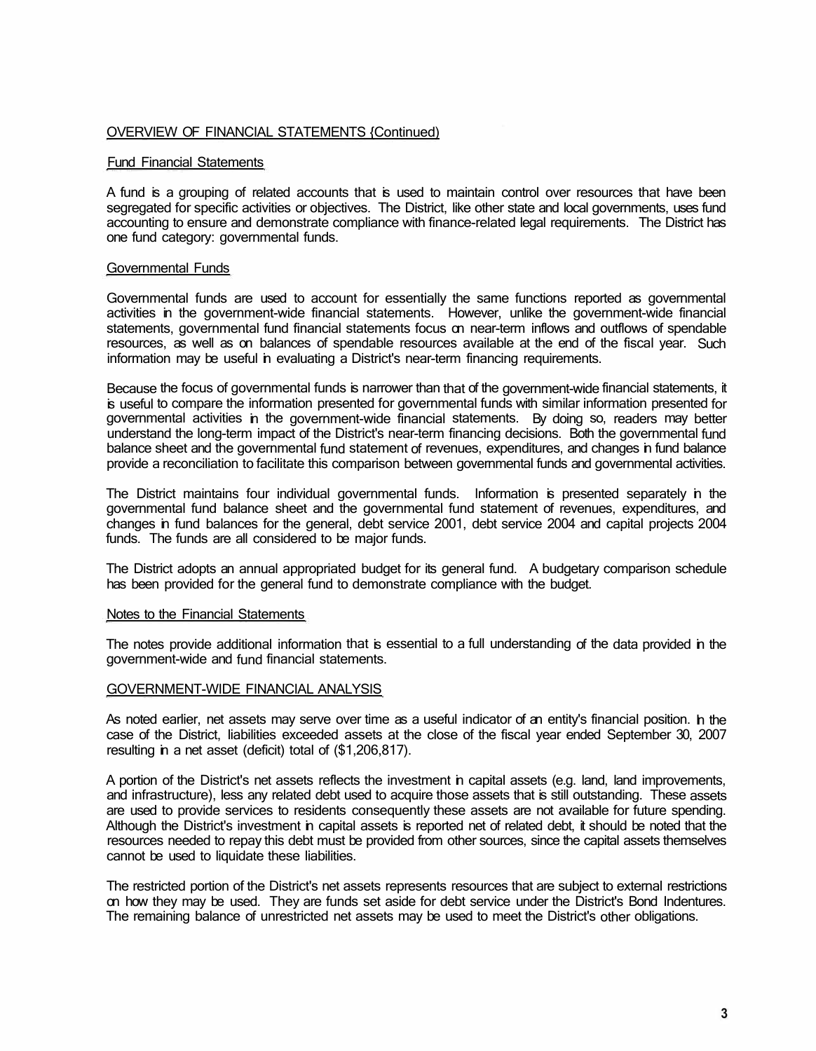## OVERVIEW OF FINANCIAL STATEMENTS (Continued)

### Fund Financial Statements

A fund is a grouping of related accounts that is used to maintain control over resources that have been segregated for specific activities or objectives. The District, like other state and local governments, uses fund accounting to ensure and demonstrate compliance with finance-related legal requirements. The District has one fund category: governmental funds.

### Governmental Funds

Governmental funds are used to account for essentially the same functions reported as governmental activities in the government-wide financial statements. However, unlike the government-wide financial statements, governmental fund financial statements focus on near-term inflows and outflows of spendable resources, as well as on balances of spendable resources available at the end of the fiscal year. Such information may be useful in evaluating a District's near-term financing requirements.

Because the focus of governmental funds is narrower than that of the government-wide financial statements, it is useful to compare the information presented for governmental funds with similar information presented for governmental activities in the government-wide financial statements. By doing so, readers may better understand the long-term impact of the District's near-term financing decisions. Both the governmental fund balance sheet and the governmental fund statement of revenues, expenditures, and changes in fund balance provide a reconciliation to facilitate this comparison between governmental funds and governmental activities.

The District maintains four individual governmental funds. Information is presented separately in the governmental fund balance sheet and the governmental fund statement of revenues, expenditures, and changes in fund balances for the general, debt service 2001, debt service 2004 and capital projects 2004 funds. The funds are all considered to be major funds.

The District adopts an annual appropriated budget for its general fund. A budgetary comparison schedule has been provided for the general fund to demonstrate compliance with the budget.

### Notes to the Financial Statements

The notes provide additional information that is essential to a full understanding of the data provided in the government-wide and fund financial statements.

## GOVERNMENT-WIDE FINANCIAL ANALYSIS

As noted earlier, net assets may serve over time as a useful indicator of an entity's financial position. In the case of the District, liabilities exceeded assets at the close of the fiscal year ended September 30, 2007 resulting in a net asset (deficit) total of ($1,206,817).

A portion of the District's net assets reflects the investment in capital assets (e.g. land, land improvements, and infrastructure), less any related debt used to acquire those assets that is still outstanding. These assets are used to provide services to residents consequently these assets are not available for future spending. Although the District's investment in capital assets is reported net of related debt, it should be noted that the resources needed to repay this debt must be provided from other sources, since the capital assets themselves cannot be used to liquidate these liabilities.

The restricted portion of the District's net assets represents resources that are subject to external restrictions on how they may be used. They are funds set aside for debt service under the District's Bond Indentures. The remaining balance of unrestricted net assets may be used to meet the District's other obligations.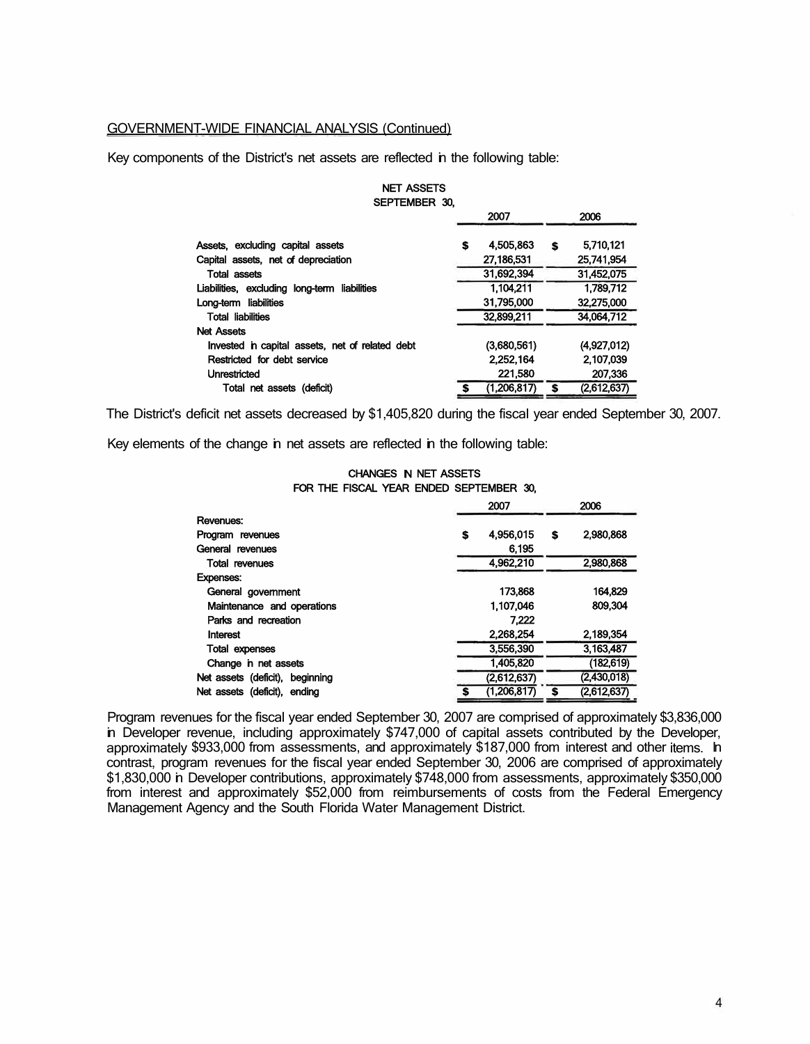GOVERNMENT-WIDE FINANCIAL ANALYSIS (Continued)

Key components of the District's net assets are reflected in the following table:

NET ASSETS
SEPTEMBER 30,

| | 2007 | 2006 |
|---|---|---|
| Assets, excluding capital assets | $ 4,505,863 | $ 5,710,121 |
| Capital assets, net of depreciation | 27,186,531 | 25,741,954 |
| Total assets | 31,692,394 | 31,452,075 |
| Liabilities, excluding long-term liabilities | 1,104,211 | 1,789,712 |
| Long-term liabilities | 31,795,000 | 32,275,000 |
| Total liabilities | 32,899,211 | 34,064,712 |
| Net Assets | | |
| Invested in capital assets, net of related debt | (3,680,561) | (4,927,012) |
| Restricted for debt service | 2,252,164 | 2,107,039 |
| Unrestricted | 221,580 | 207,336 |
| Total net assets (deficit) | $ (1,206,817) | $ (2,612,637) |

The District's deficit net assets decreased by $1,405,820 during the fiscal year ended September 30, 2007.

Key elements of the change in net assets are reflected in the following table:

CHANGES IN NET ASSETS
FOR THE FISCAL YEAR ENDED SEPTEMBER 30,

| | 2007 | 2006 |
|---|---|---|
| Revenues: | | |
| Program revenues | $ 4,956,015 | $ 2,980,868 |
| General revenues | 6,195 | |
| Total revenues | 4,962,210 | 2,980,868 |
| Expenses: | | |
| General government | 173,868 | 164,829 |
| Maintenance and operations | 1,107,046 | 809,304 |
| Parks and recreation | 7,222 | |
| Interest | 2,268,254 | 2,189,354 |
| Total expenses | 3,556,390 | 3,163,487 |
| Change in net assets | 1,405,820 | (182,619) |
| Net assets (deficit), beginning | (2,612,637) | (2,430,018) |
| Net assets (deficit), ending | $ (1,206,817) | $ (2,612,637) |

Program revenues for the fiscal year ended September 30, 2007 are comprised of approximately $3,836,000 in Developer revenue, including approximately $747,000 of capital assets contributed by the Developer, approximately $933,000 from assessments, and approximately $187,000 from interest and other items. In contrast, program revenues for the fiscal year ended September 30, 2006 are comprised of approximately $1,830,000 in Developer contributions, approximately $748,000 from assessments, approximately $350,000 from interest and approximately $52,000 from reimbursements of costs from the Federal Emergency Management Agency and the South Florida Water Management District.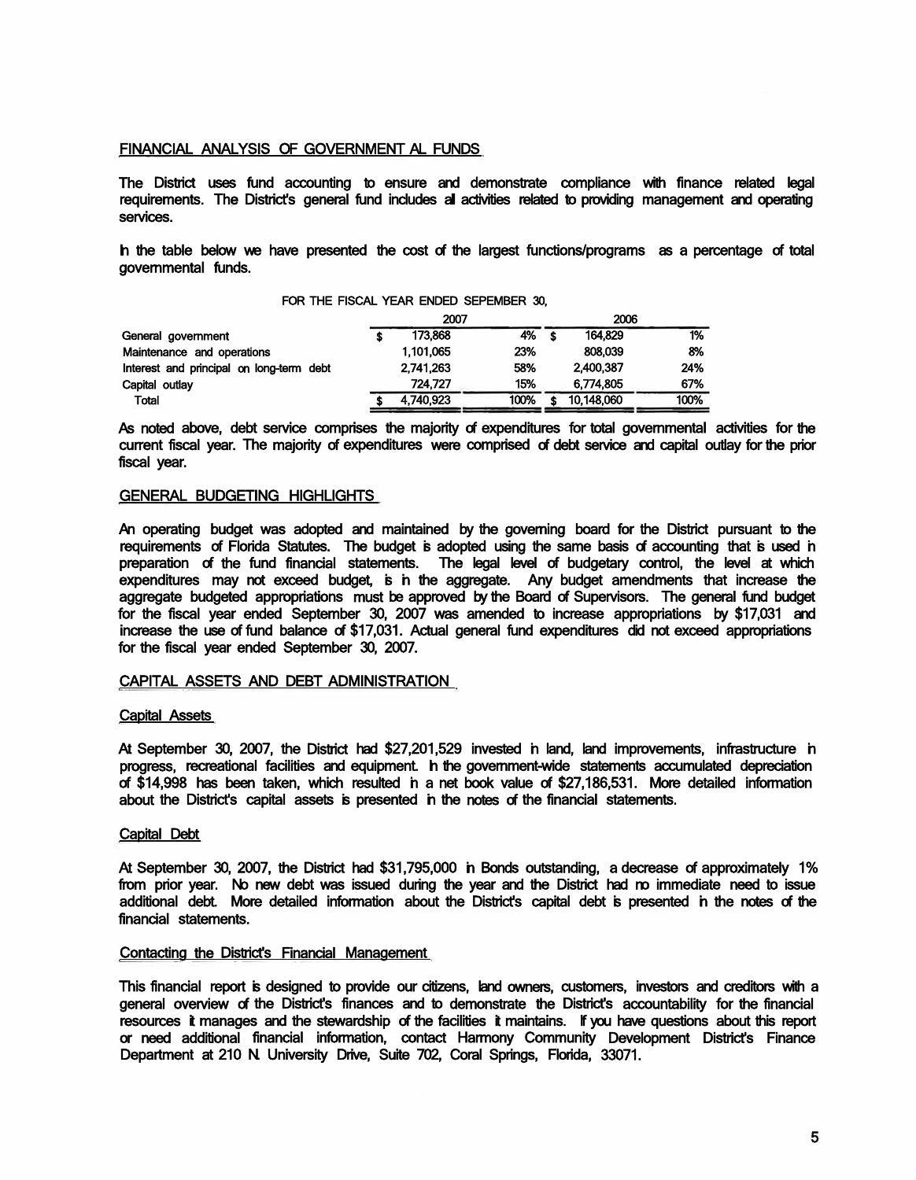## FINANCIAL ANALYSIS OF GOVERNMENT AL FUNDS

The District uses fund accounting to ensure and demonstrate compliance with finance related legal requirements. The District's general fund includes all activities related to providing management and operating services.

In the table below we have presented the cost of the largest functions/programs as a percentage of total governmental funds.

FOR THE FISCAL YEAR ENDED SEPEMBER 30,

| | 2007 | | 2006 | |
|---|---|---|---|---|
| General government | $ 173,868 | 4% | $ 164,829 | 1% |
| Maintenance and operations | 1,101,065 | 23% | 808,039 | 8% |
| Interest and principal on long-term debt | 2,741,263 | 58% | 2,400,387 | 24% |
| Capital outlay | 724,727 | 15% | 6,774,805 | 67% |
| Total | $ 4,740,923 | 100% | $ 10,148,060 | 100% |

As noted above, debt service comprises the majority of expenditures for total governmental activities for the current fiscal year. The majority of expenditures were comprised of debt service and capital outlay for the prior fiscal year.

## GENERAL BUDGETING HIGHLIGHTS

An operating budget was adopted and maintained by the governing board for the District pursuant to the requirements of Florida Statutes. The budget is adopted using the same basis of accounting that is used in preparation of the fund financial statements. The legal level of budgetary control, the level at which expenditures may not exceed budget, is in the aggregate. Any budget amendments that increase the aggregate budgeted appropriations must be approved by the Board of Supervisors. The general fund budget for the fiscal year ended September 30, 2007 was amended to increase appropriations by $17,031 and increase the use of fund balance of $17,031. Actual general fund expenditures did not exceed appropriations for the fiscal year ended September 30, 2007.

## CAPITAL ASSETS AND DEBT ADMINISTRATION

### Capital Assets

At September 30, 2007, the District had $27,201,529 invested in land, land improvements, infrastructure in progress, recreational facilities and equipment. In the government-wide statements accumulated depreciation of $14,998 has been taken, which resulted in a net book value of $27,186,531. More detailed information about the District's capital assets is presented in the notes of the financial statements.

### Capital Debt

At September 30, 2007, the District had $31,795,000 in Bonds outstanding, a decrease of approximately 1% from prior year. No new debt was issued during the year and the District had no immediate need to issue additional debt. More detailed information about the District's capital debt is presented in the notes of the financial statements.

### Contacting the District's Financial Management

This financial report is designed to provide our citizens, land owners, customers, investors and creditors with a general overview of the District's finances and to demonstrate the District's accountability for the financial resources it manages and the stewardship of the facilities it maintains. If you have questions about this report or need additional financial information, contact Harmony Community Development District's Finance Department at 210 N. University Drive, Suite 702, Coral Springs, Florida, 33071.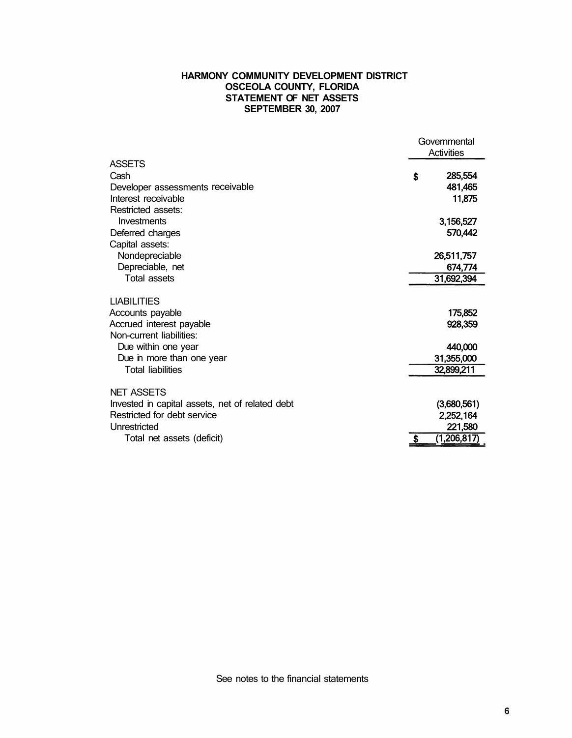# HARMONY COMMUNITY DEVELOPMENT DISTRICT
## OSCEOLA COUNTY, FLORIDA
## STATEMENT OF NET ASSETS
## SEPTEMBER 30, 2007

| | Governmental Activities |
|---|---|
| **ASSETS** | |
| Cash | $ 285,554 |
| Developer assessments receivable | 481,465 |
| Interest receivable | 11,875 |
| Restricted assets: | |
| Investments | 3,156,527 |
| Deferred charges | 570,442 |
| Capital assets: | |
| Nondepreciable | 26,511,757 |
| Depreciable, net | 674,774 |
| Total assets | 31,692,394 |
| **LIABILITIES** | |
| Accounts payable | 175,852 |
| Accrued interest payable | 928,359 |
| Non-current liabilities: | |
| Due within one year | 440,000 |
| Due in more than one year | 31,355,000 |
| Total liabilities | 32,899,211 |
| **NET ASSETS** | |
| Invested in capital assets, net of related debt | (3,680,561) |
| Restricted for debt service | 2,252,164 |
| Unrestricted | 221,580 |
| Total net assets (deficit) | $ (1,206,817) |

See notes to the financial statements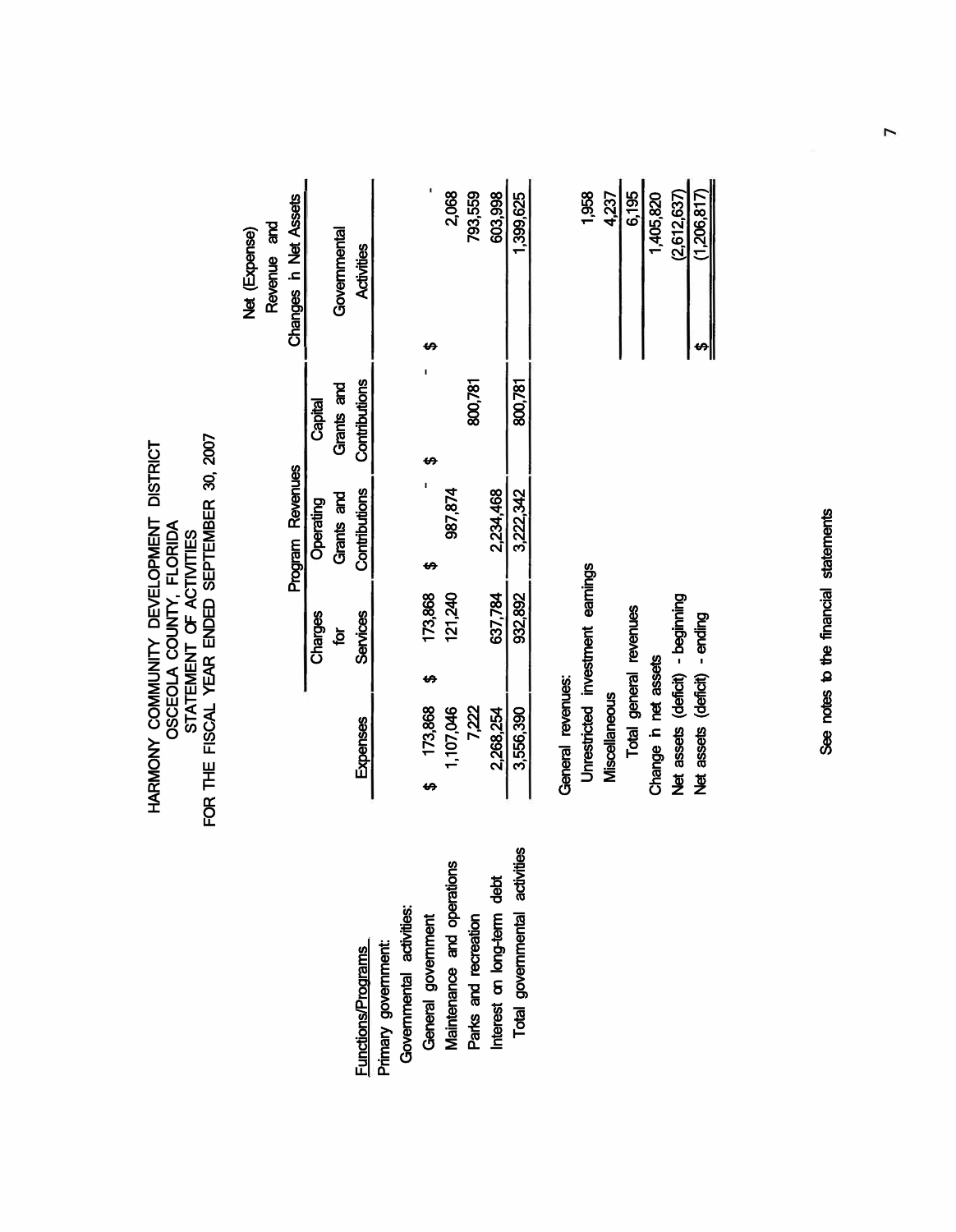# HARMONY COMMUNITY DEVELOPMENT DISTRICT
## OSCEOLA COUNTY, FLORIDA
## STATEMENT OF ACTIVITIES
## FOR THE FISCAL YEAR ENDED SEPTEMBER 30, 2007

| Functions/Programs | Expenses | Program Revenues | | | Net (Expense) Revenue and Changes in Net Assets |
|---|---|---|---|---|---|
| | | Charges for Services | Operating Grants and Contributions | Capital Grants and Contributions | Governmental Activities |
| Primary government: | | | | | |
| Governmental activities: | | | | | |
| General government | $ 173,868 | $ 173,868 | $ - | $ - | $ - |
| Maintenance and operations | 1,107,046 | 121,240 | 987,874 | | 2,068 |
| Parks and recreation | 7,222 | | | 800,781 | 793,559 |
| Interest on long-term debt | 2,268,254 | 637,784 | 2,234,468 | | 603,998 |
| Total governmental activities | 3,556,390 | 932,892 | 3,222,342 | 800,781 | 1,399,625 |
| General revenues: | | | | | |
| Unrestricted investment earnings | | | | | 1,958 |
| Miscellaneous | | | | | 4,237 |
| Total general revenues | | | | | 6,195 |
| Change in net assets | | | | | 1,405,820 |
| Net assets (deficit) - beginning | | | | | (2,612,637) |
| Net assets (deficit) - ending | | | | | $ (1,206,817) |

See notes to the financial statements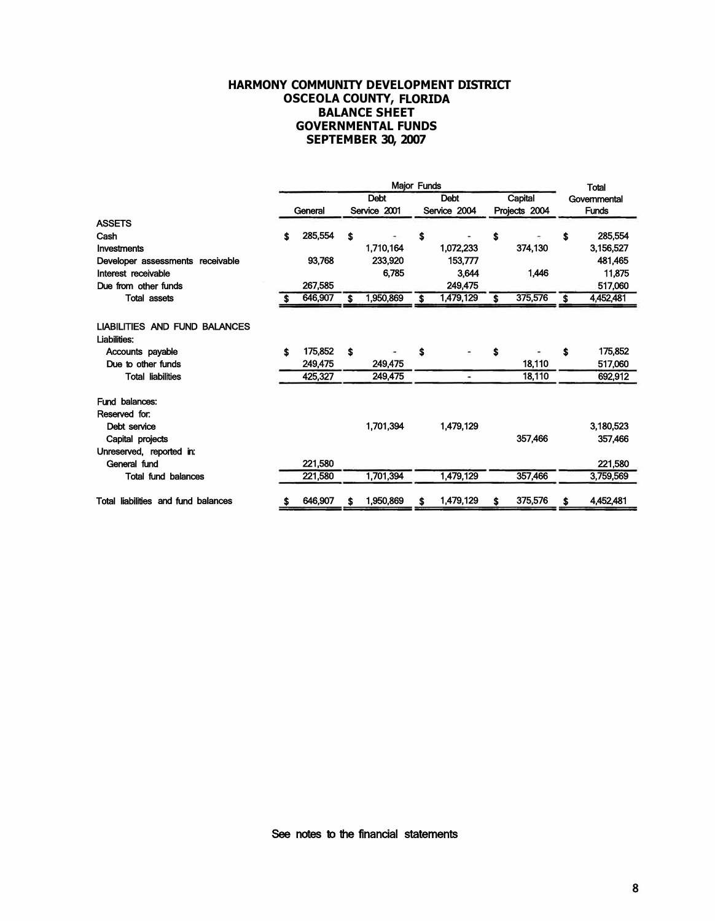# HARMONY COMMUNITY DEVELOPMENT DISTRICT
## OSCEOLA COUNTY, FLORIDA
## BALANCE SHEET
## GOVERNMENTAL FUNDS
## SEPTEMBER 30, 2007

| | Major Funds | | | | Total |
|---|---|---|---|---|---|
| | General | Debt Service 2001 | Debt Service 2004 | Capital Projects 2004 | Governmental Funds |
| **ASSETS** | | | | | |
| Cash | $ 285,554 | $ - | $ - | $ - | $ 285,554 |
| Investments | | 1,710,164 | 1,072,233 | 374,130 | 3,156,527 |
| Developer assessments receivable | 93,768 | 233,920 | 153,777 | | 481,465 |
| Interest receivable | | 6,785 | 3,644 | 1,446 | 11,875 |
| Due from other funds | 267,585 | | 249,475 | | 517,060 |
| Total assets | $ 646,907 | $ 1,950,869 | $ 1,479,129 | $ 375,576 | $ 4,452,481 |
| | | | | | |
| **LIABILITIES AND FUND BALANCES** | | | | | |
| Liabilities: | | | | | |
| Accounts payable | $ 175,852 | $ - | $ - | $ - | $ 175,852 |
| Due to other funds | 249,475 | 249,475 | | 18,110 | 517,060 |
| Total liabilities | 425,327 | 249,475 | - | 18,110 | 692,912 |
| | | | | | |
| Fund balances: | | | | | |
| Reserved for: | | | | | |
| Debt service | | 1,701,394 | 1,479,129 | | 3,180,523 |
| Capital projects | | | | 357,466 | 357,466 |
| Unreserved, reported in: | | | | | |
| General fund | 221,580 | | | | 221,580 |
| Total fund balances | 221,580 | 1,701,394 | 1,479,129 | 357,466 | 3,759,569 |
| | | | | | |
| Total liabilities and fund balances | $ 646,907 | $ 1,950,869 | $ 1,479,129 | $ 375,576 | $ 4,452,481 |

See notes to the financial statements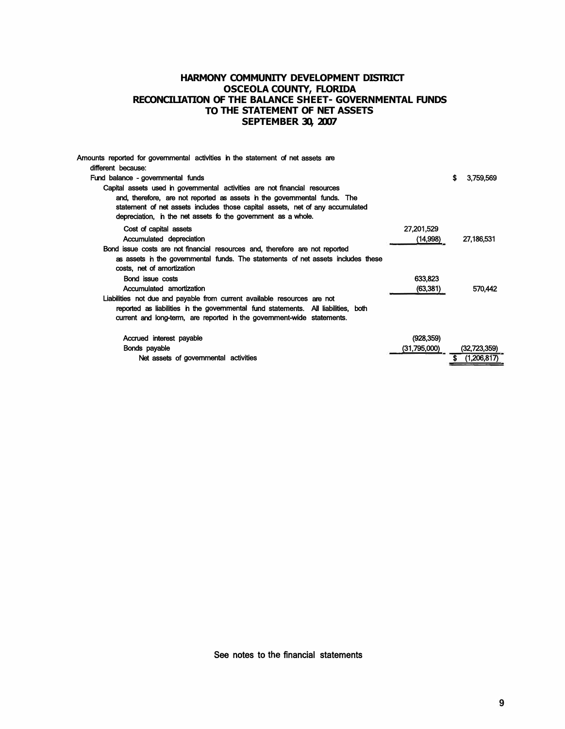# HARMONY COMMUNITY DEVELOPMENT DISTRICT
## OSCEOLA COUNTY, FLORIDA
## RECONCILIATION OF THE BALANCE SHEET- GOVERNMENTAL FUNDS TO THE STATEMENT OF NET ASSETS
## SEPTEMBER 30, 2007

| | | |
|---|---|---|
| Amounts reported for governmental activities in the statement of net assets are different because: | | |
| Fund balance - governmental funds | | $ 3,759,569 |
| Capital assets used in governmental activities are not financial resources and, therefore, are not reported as assets in the governmental funds. The statement of net assets includes those capital assets, net of any accumulated depreciation, in the net assets fo the government as a whole. | | |
| Cost of capital assets | 27,201,529 | |
| Accumulated depreciation | (14,998) | 27,186,531 |
| Bond issue costs are not financial resources and, therefore are not reported as assets in the governmental funds. The statements of net assets includes these costs, net of amortization | | |
| Bond issue costs | 633,823 | |
| Accumulated amortization | (63,381) | 570,442 |
| Liabilities not due and payable from current available resources are not reported as liabilities in the governmental fund statements. All liabilities, both current and long-term, are reported in the government-wide statements. | | |
| Accrued interest payable | (928,359) | |
| Bonds payable | (31,795,000) | (32,723,359) |
| Net assets of governmental activities | | $ (1,206,817) |

See notes to the financial statements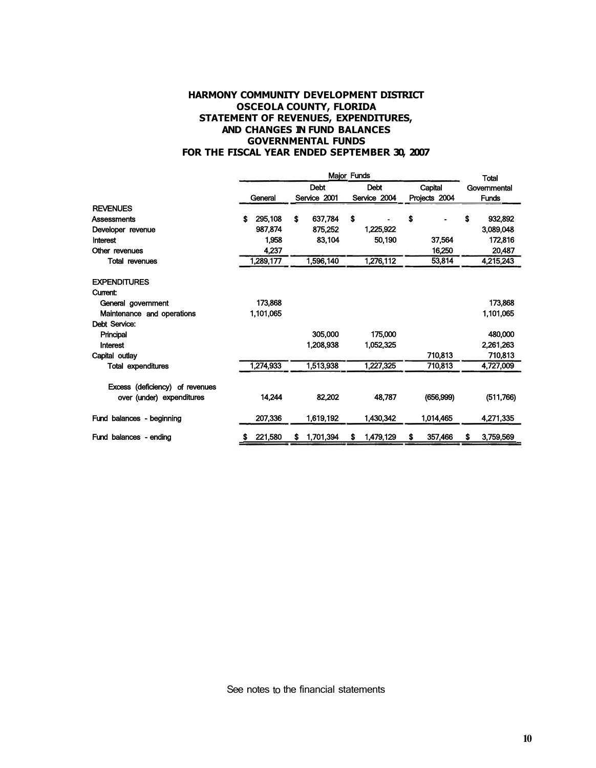# HARMONY COMMUNITY DEVELOPMENT DISTRICT
## OSCEOLA COUNTY, FLORIDA
## STATEMENT OF REVENUES, EXPENDITURES, AND CHANGES IN FUND BALANCES
## GOVERNMENTAL FUNDS
## FOR THE FISCAL YEAR ENDED SEPTEMBER 30, 2007

| | Major Funds | | | | Total |
|---|---|---|---|---|---|
| | General | Debt Service 2001 | Debt Service 2004 | Capital Projects 2004 | Governmental Funds |
| **REVENUES** | | | | | |
| Assessments | $ 295,108 | $ 637,784 | $ - | $ - | $ 932,892 |
| Developer revenue | 987,874 | 875,252 | 1,225,922 | | 3,089,048 |
| Interest | 1,958 | 83,104 | 50,190 | 37,564 | 172,816 |
| Other revenues | 4,237 | | | 16,250 | 20,487 |
| Total revenues | 1,289,177 | 1,596,140 | 1,276,112 | 53,814 | 4,215,243 |
| **EXPENDITURES** | | | | | |
| Current: | | | | | |
| General government | 173,868 | | | | 173,868 |
| Maintenance and operations | 1,101,065 | | | | 1,101,065 |
| Debt Service: | | | | | |
| Principal | | 305,000 | 175,000 | | 480,000 |
| Interest | | 1,208,938 | 1,052,325 | | 2,261,263 |
| Capital outlay | | | | 710,813 | 710,813 |
| Total expenditures | 1,274,933 | 1,513,938 | 1,227,325 | 710,813 | 4,727,009 |
| Excess (deficiency) of revenues over (under) expenditures | 14,244 | 82,202 | 48,787 | (656,999) | (511,766) |
| Fund balances - beginning | 207,336 | 1,619,192 | 1,430,342 | 1,014,465 | 4,271,335 |
| Fund balances - ending | $ 221,580 | $ 1,701,394 | $ 1,479,129 | $ 357,466 | $ 3,759,569 |

See notes to the financial statements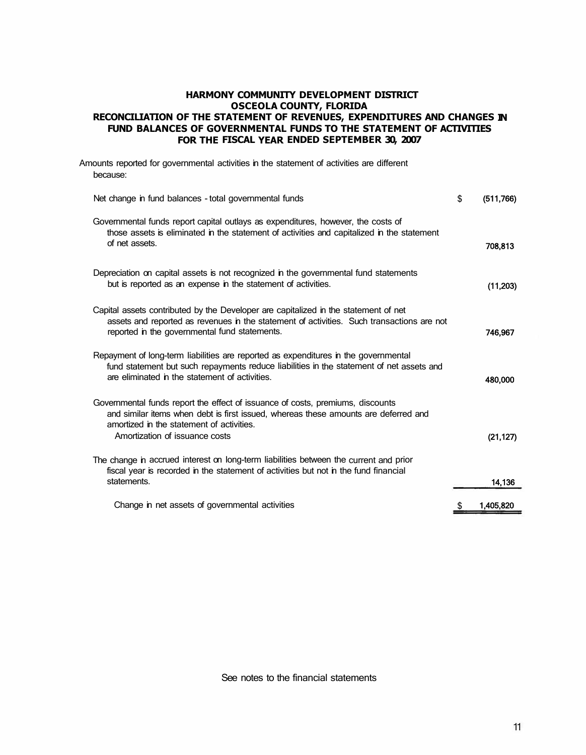# HARMONY COMMUNITY DEVELOPMENT DISTRICT
## OSCEOLA COUNTY, FLORIDA
## RECONCILIATION OF THE STATEMENT OF REVENUES, EXPENDITURES AND CHANGES IN FUND BALANCES OF GOVERNMENTAL FUNDS TO THE STATEMENT OF ACTIVITIES
## FOR THE FISCAL YEAR ENDED SEPTEMBER 30, 2007

Amounts reported for governmental activities in the statement of activities are different because:

| | |
|---|---|
| Net change in fund balances - total governmental funds | $ (511,766) |
| Governmental funds report capital outlays as expenditures, however, the costs of those assets is eliminated in the statement of activities and capitalized in the statement of net assets. | 708,813 |
| Depreciation on capital assets is not recognized in the governmental fund statements but is reported as an expense in the statement of activities. | (11,203) |
| Capital assets contributed by the Developer are capitalized in the statement of net assets and reported as revenues in the statement of activities. Such transactions are not reported in the governmental fund statements. | 746,967 |
| Repayment of long-term liabilities are reported as expenditures in the governmental fund statement but such repayments reduce liabilities in the statement of net assets and are eliminated in the statement of activities. | 480,000 |
| Governmental funds report the effect of issuance of costs, premiums, discounts and similar items when debt is first issued, whereas these amounts are deferred and amortized in the statement of activities. | |
| Amortization of issuance costs | (21,127) |
| The change in accrued interest on long-term liabilities between the current and prior fiscal year is recorded in the statement of activities but not in the fund financial statements. | 14,136 |
| Change in net assets of governmental activities | $ 1,405,820 |

See notes to the financial statements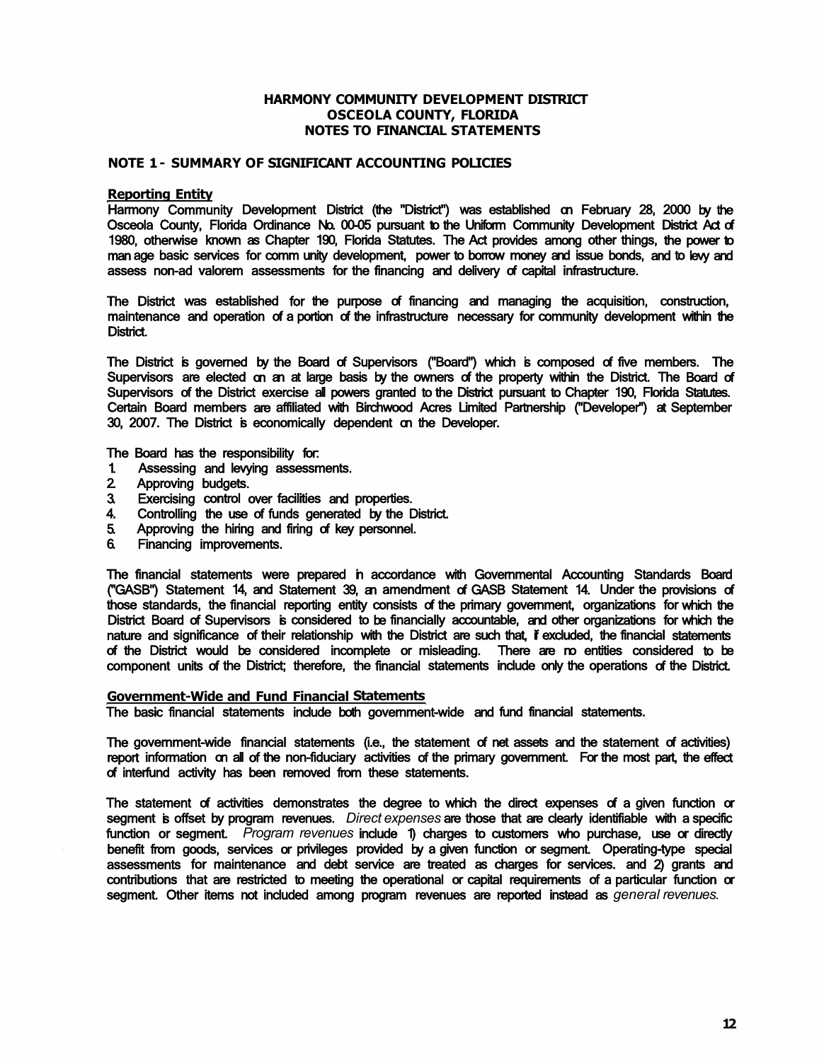**HARMONY COMMUNITY DEVELOPMENT DISTRICT**
**OSCEOLA COUNTY, FLORIDA**
**NOTES TO FINANCIAL STATEMENTS**

## NOTE 1 - SUMMARY OF SIGNIFICANT ACCOUNTING POLICIES

### Reporting Entity

Harmony Community Development District (the "District") was established on February 28, 2000 by the Osceola County, Florida Ordinance No. 00-05 pursuant to the Uniform Community Development District Act of 1980, otherwise known as Chapter 190, Florida Statutes. The Act provides among other things, the power to manage basic services for community development, power to borrow money and issue bonds, and to levy and assess non-ad valorem assessments for the financing and delivery of capital infrastructure.

The District was established for the purpose of financing and managing the acquisition, construction, maintenance and operation of a portion of the infrastructure necessary for community development within the District.

The District is governed by the Board of Supervisors ("Board") which is composed of five members. The Supervisors are elected on an at large basis by the owners of the property within the District. The Board of Supervisors of the District exercise all powers granted to the District pursuant to Chapter 190, Florida Statutes. Certain Board members are affiliated with Birchwood Acres Limited Partnership ("Developer") at September 30, 2007. The District is economically dependent on the Developer.

The Board has the responsibility for:

1. Assessing and levying assessments.
2. Approving budgets.
3. Exercising control over facilities and properties.
4. Controlling the use of funds generated by the District.
5. Approving the hiring and firing of key personnel.
6. Financing improvements.

The financial statements were prepared in accordance with Governmental Accounting Standards Board ("GASB") Statement 14, and Statement 39, an amendment of GASB Statement 14. Under the provisions of those standards, the financial reporting entity consists of the primary government, organizations for which the District Board of Supervisors is considered to be financially accountable, and other organizations for which the nature and significance of their relationship with the District are such that, if excluded, the financial statements of the District would be considered incomplete or misleading. There are no entities considered to be component units of the District; therefore, the financial statements include only the operations of the District.

### Government-Wide and Fund Financial Statements

The basic financial statements include both government-wide and fund financial statements.

The government-wide financial statements (i.e., the statement of net assets and the statement of activities) report information on all of the non-fiduciary activities of the primary government. For the most part, the effect of interfund activity has been removed from these statements.

The statement of activities demonstrates the degree to which the direct expenses of a given function or segment is offset by program revenues. *Direct expenses* are those that are clearly identifiable with a specific function or segment. *Program revenues* include 1) charges to customers who purchase, use or directly benefit from goods, services or privileges provided by a given function or segment. Operating-type special assessments for maintenance and debt service are treated as charges for services. and 2) grants and contributions that are restricted to meeting the operational or capital requirements of a particular function or segment. Other items not included among program revenues are reported instead as *general revenues.*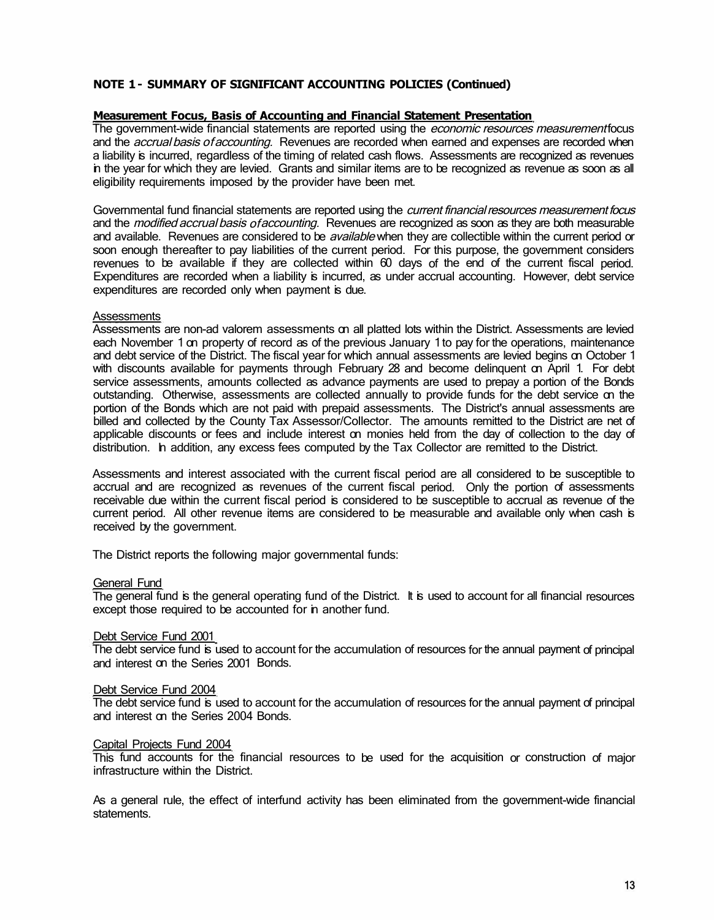**NOTE 1 - SUMMARY OF SIGNIFICANT ACCOUNTING POLICIES (Continued)**

**Measurement Focus, Basis of Accounting and Financial Statement Presentation**

The government-wide financial statements are reported using the *economic resources measurement* focus and the *accrual basis of accounting.* Revenues are recorded when earned and expenses are recorded when a liability is incurred, regardless of the timing of related cash flows. Assessments are recognized as revenues in the year for which they are levied. Grants and similar items are to be recognized as revenue as soon as all eligibility requirements imposed by the provider have been met.

Governmental fund financial statements are reported using the *current financial resources measurement focus* and the *modified accrual basis of accounting.* Revenues are recognized as soon as they are both measurable and available. Revenues are considered to be *available* when they are collectible within the current period or soon enough thereafter to pay liabilities of the current period. For this purpose, the government considers revenues to be available if they are collected within 60 days of the end of the current fiscal period. Expenditures are recorded when a liability is incurred, as under accrual accounting. However, debt service expenditures are recorded only when payment is due.

Assessments

Assessments are non-ad valorem assessments on all platted lots within the District. Assessments are levied each November 1 on property of record as of the previous January 1 to pay for the operations, maintenance and debt service of the District. The fiscal year for which annual assessments are levied begins on October 1 with discounts available for payments through February 28 and become delinquent on April 1. For debt service assessments, amounts collected as advance payments are used to prepay a portion of the Bonds outstanding. Otherwise, assessments are collected annually to provide funds for the debt service on the portion of the Bonds which are not paid with prepaid assessments. The District's annual assessments are billed and collected by the County Tax Assessor/Collector. The amounts remitted to the District are net of applicable discounts or fees and include interest on monies held from the day of collection to the day of distribution. In addition, any excess fees computed by the Tax Collector are remitted to the District.

Assessments and interest associated with the current fiscal period are all considered to be susceptible to accrual and are recognized as revenues of the current fiscal period. Only the portion of assessments receivable due within the current fiscal period is considered to be susceptible to accrual as revenue of the current period. All other revenue items are considered to be measurable and available only when cash is received by the government.

The District reports the following major governmental funds:

General Fund

The general fund is the general operating fund of the District. It is used to account for all financial resources except those required to be accounted for in another fund.

Debt Service Fund 2001

The debt service fund is used to account for the accumulation of resources for the annual payment of principal and interest on the Series 2001 Bonds.

Debt Service Fund 2004

The debt service fund is used to account for the accumulation of resources for the annual payment of principal and interest on the Series 2004 Bonds.

Capital Projects Fund 2004

This fund accounts for the financial resources to be used for the acquisition or construction of major infrastructure within the District.

As a general rule, the effect of interfund activity has been eliminated from the government-wide financial statements.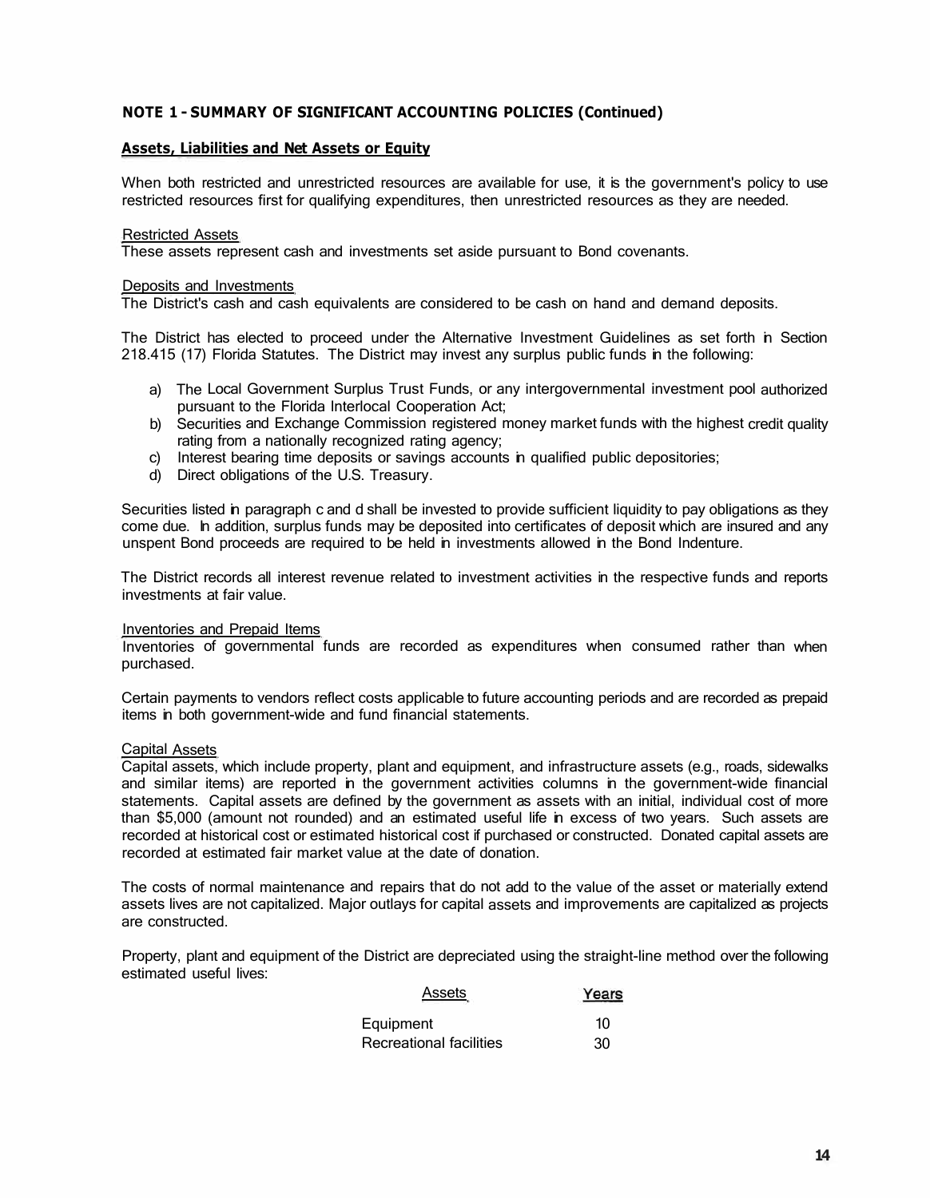**NOTE 1 - SUMMARY OF SIGNIFICANT ACCOUNTING POLICIES (Continued)**

**Assets, Liabilities and Net Assets or Equity**

When both restricted and unrestricted resources are available for use, it is the government's policy to use restricted resources first for qualifying expenditures, then unrestricted resources as they are needed.

Restricted Assets
These assets represent cash and investments set aside pursuant to Bond covenants.

Deposits and Investments
The District's cash and cash equivalents are considered to be cash on hand and demand deposits.

The District has elected to proceed under the Alternative Investment Guidelines as set forth in Section 218.415 (17) Florida Statutes. The District may invest any surplus public funds in the following:

a) The Local Government Surplus Trust Funds, or any intergovernmental investment pool authorized pursuant to the Florida Interlocal Cooperation Act;
b) Securities and Exchange Commission registered money market funds with the highest credit quality rating from a nationally recognized rating agency;
c) Interest bearing time deposits or savings accounts in qualified public depositories;
d) Direct obligations of the U.S. Treasury.

Securities listed in paragraph c and d shall be invested to provide sufficient liquidity to pay obligations as they come due. In addition, surplus funds may be deposited into certificates of deposit which are insured and any unspent Bond proceeds are required to be held in investments allowed in the Bond Indenture.

The District records all interest revenue related to investment activities in the respective funds and reports investments at fair value.

Inventories and Prepaid Items
Inventories of governmental funds are recorded as expenditures when consumed rather than when purchased.

Certain payments to vendors reflect costs applicable to future accounting periods and are recorded as prepaid items in both government-wide and fund financial statements.

Capital Assets
Capital assets, which include property, plant and equipment, and infrastructure assets (e.g., roads, sidewalks and similar items) are reported in the government activities columns in the government-wide financial statements. Capital assets are defined by the government as assets with an initial, individual cost of more than $5,000 (amount not rounded) and an estimated useful life in excess of two years. Such assets are recorded at historical cost or estimated historical cost if purchased or constructed. Donated capital assets are recorded at estimated fair market value at the date of donation.

The costs of normal maintenance and repairs that do not add to the value of the asset or materially extend assets lives are not capitalized. Major outlays for capital assets and improvements are capitalized as projects are constructed.

Property, plant and equipment of the District are depreciated using the straight-line method over the following estimated useful lives:

| Assets | Years |
|---|---|
| Equipment | 10 |
| Recreational facilities | 30 |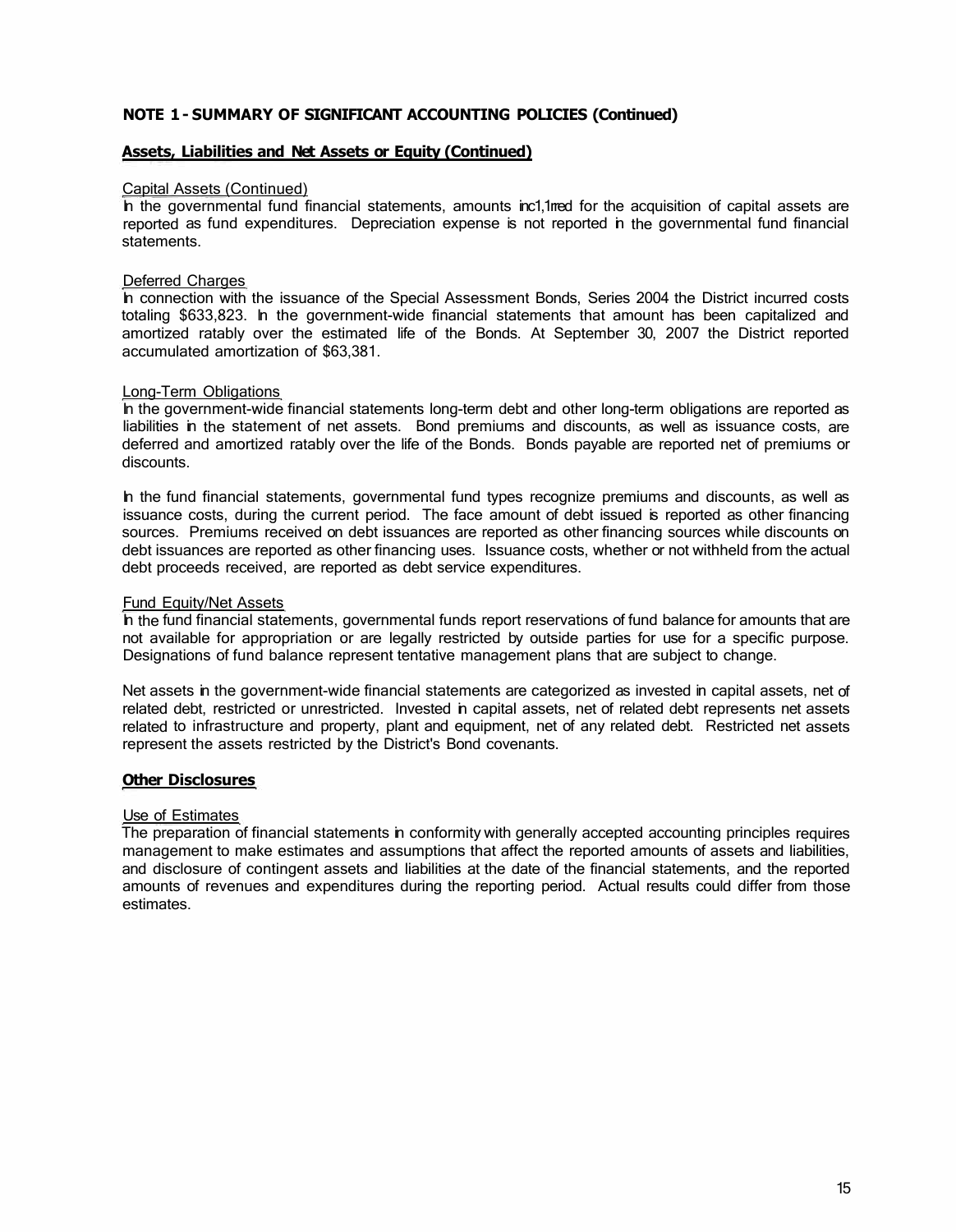**NOTE 1 - SUMMARY OF SIGNIFICANT ACCOUNTING POLICIES (Continued)**

**Assets, Liabilities and Net Assets or Equity (Continued)**

Capital Assets (Continued)
In the governmental fund financial statements, amounts incurred for the acquisition of capital assets are reported as fund expenditures. Depreciation expense is not reported in the governmental fund financial statements.

Deferred Charges
In connection with the issuance of the Special Assessment Bonds, Series 2004 the District incurred costs totaling $633,823. In the government-wide financial statements that amount has been capitalized and amortized ratably over the estimated life of the Bonds. At September 30, 2007 the District reported accumulated amortization of $63,381.

Long-Term Obligations
In the government-wide financial statements long-term debt and other long-term obligations are reported as liabilities in the statement of net assets. Bond premiums and discounts, as well as issuance costs, are deferred and amortized ratably over the life of the Bonds. Bonds payable are reported net of premiums or discounts.

In the fund financial statements, governmental fund types recognize premiums and discounts, as well as issuance costs, during the current period. The face amount of debt issued is reported as other financing sources. Premiums received on debt issuances are reported as other financing sources while discounts on debt issuances are reported as other financing uses. Issuance costs, whether or not withheld from the actual debt proceeds received, are reported as debt service expenditures.

Fund Equity/Net Assets
In the fund financial statements, governmental funds report reservations of fund balance for amounts that are not available for appropriation or are legally restricted by outside parties for use for a specific purpose. Designations of fund balance represent tentative management plans that are subject to change.

Net assets in the government-wide financial statements are categorized as invested in capital assets, net of related debt, restricted or unrestricted. Invested in capital assets, net of related debt represents net assets related to infrastructure and property, plant and equipment, net of any related debt. Restricted net assets represent the assets restricted by the District's Bond covenants.

**Other Disclosures**

Use of Estimates
The preparation of financial statements in conformity with generally accepted accounting principles requires management to make estimates and assumptions that affect the reported amounts of assets and liabilities, and disclosure of contingent assets and liabilities at the date of the financial statements, and the reported amounts of revenues and expenditures during the reporting period. Actual results could differ from those estimates.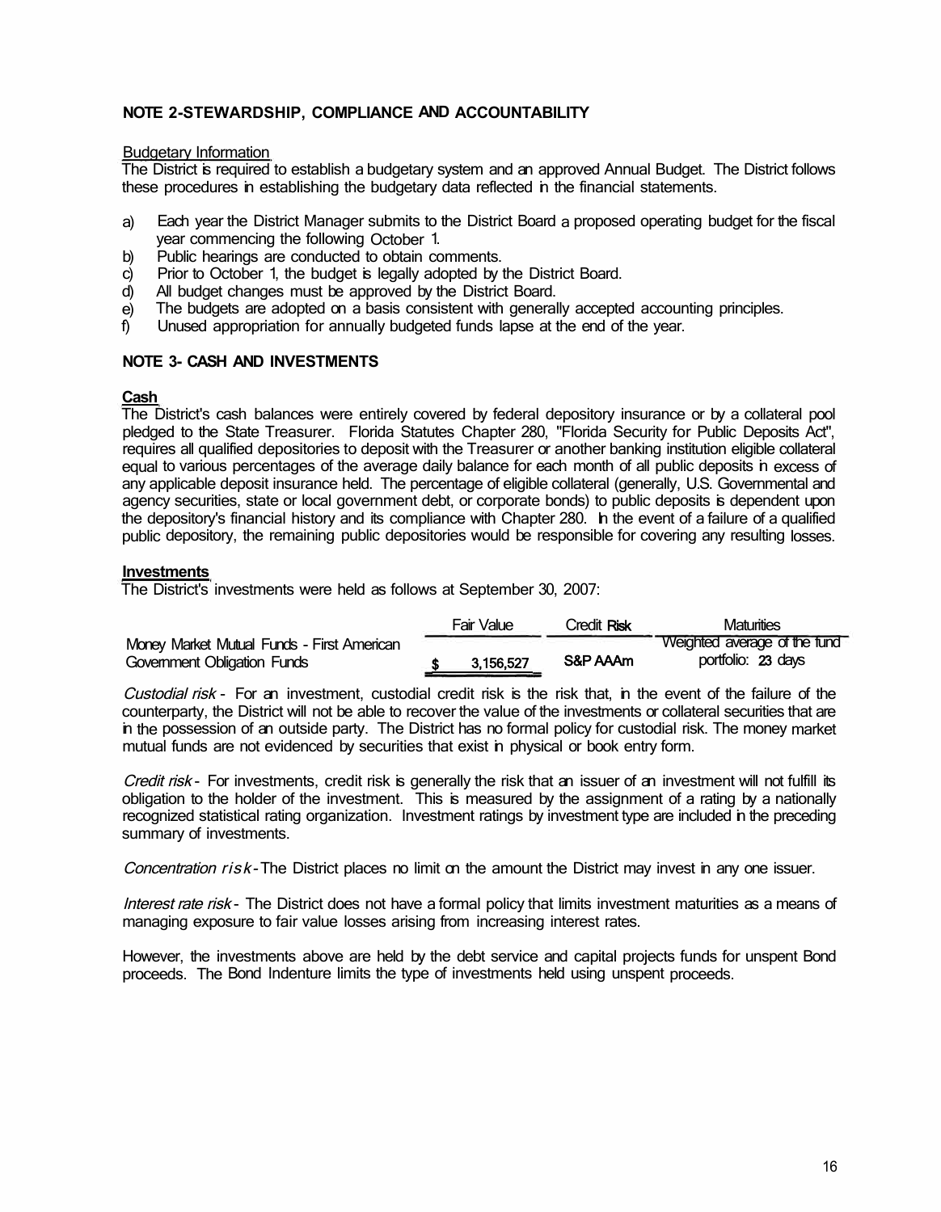## NOTE 2-STEWARDSHIP, COMPLIANCE AND ACCOUNTABILITY

Budgetary Information

The District is required to establish a budgetary system and an approved Annual Budget. The District follows these procedures in establishing the budgetary data reflected in the financial statements.

a) Each year the District Manager submits to the District Board a proposed operating budget for the fiscal year commencing the following October 1.
b) Public hearings are conducted to obtain comments.
c) Prior to October 1, the budget is legally adopted by the District Board.
d) All budget changes must be approved by the District Board.
e) The budgets are adopted on a basis consistent with generally accepted accounting principles.
f) Unused appropriation for annually budgeted funds lapse at the end of the year.

## NOTE 3- CASH AND INVESTMENTS

**Cash**

The District's cash balances were entirely covered by federal depository insurance or by a collateral pool pledged to the State Treasurer. Florida Statutes Chapter 280, "Florida Security for Public Deposits Act", requires all qualified depositories to deposit with the Treasurer or another banking institution eligible collateral equal to various percentages of the average daily balance for each month of all public deposits in excess of any applicable deposit insurance held. The percentage of eligible collateral (generally, U.S. Governmental and agency securities, state or local government debt, or corporate bonds) to public deposits is dependent upon the depository's financial history and its compliance with Chapter 280. In the event of a failure of a qualified public depository, the remaining public depositories would be responsible for covering any resulting losses.

**Investments**

The District's investments were held as follows at September 30, 2007:

| | Fair Value | Credit Risk | Maturities |
|---|---|---|---|
| Money Market Mutual Funds - First American Government Obligation Funds | $ 3,156,527 | S&P AAAm | Weighted average of the fund portfolio: 23 days |

*Custodial risk* - For an investment, custodial credit risk is the risk that, in the event of the failure of the counterparty, the District will not be able to recover the value of the investments or collateral securities that are in the possession of an outside party. The District has no formal policy for custodial risk. The money market mutual funds are not evidenced by securities that exist in physical or book entry form.

*Credit risk* - For investments, credit risk is generally the risk that an issuer of an investment will not fulfill its obligation to the holder of the investment. This is measured by the assignment of a rating by a nationally recognized statistical rating organization. Investment ratings by investment type are included in the preceding summary of investments.

*Concentration risk* - The District places no limit on the amount the District may invest in any one issuer.

*Interest rate risk* - The District does not have a formal policy that limits investment maturities as a means of managing exposure to fair value losses arising from increasing interest rates.

However, the investments above are held by the debt service and capital projects funds for unspent Bond proceeds. The Bond Indenture limits the type of investments held using unspent proceeds.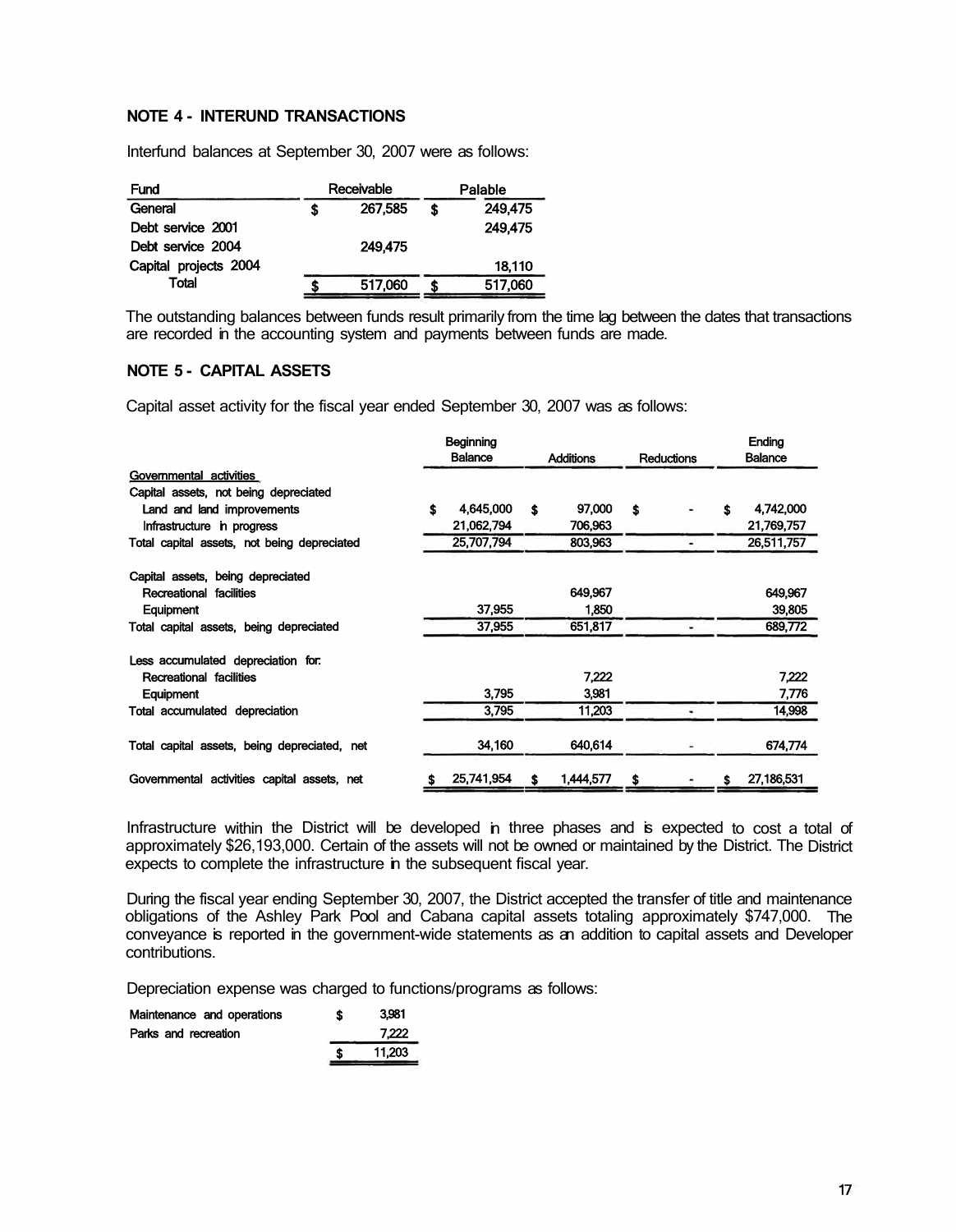## NOTE 4 - INTERUND TRANSACTIONS

Interfund balances at September 30, 2007 were as follows:

| Fund | Receivable | Palable |
|---|---|---|
| General | $ 267,585 | $ 249,475 |
| Debt service 2001 | | 249,475 |
| Debt service 2004 | 249,475 | |
| Capital projects 2004 | | 18,110 |
| Total | $ 517,060 | $ 517,060 |

The outstanding balances between funds result primarily from the time lag between the dates that transactions are recorded in the accounting system and payments between funds are made.

## NOTE 5 - CAPITAL ASSETS

Capital asset activity for the fiscal year ended September 30, 2007 was as follows:

| | Beginning Balance | Additions | Reductions | Ending Balance |
|---|---|---|---|---|
| Governmental activities | | | | |
| Capital assets, not being depreciated | | | | |
| Land and land improvements | $ 4,645,000 | $ 97,000 | $ - | $ 4,742,000 |
| Infrastructure in progress | 21,062,794 | 706,963 | | 21,769,757 |
| Total capital assets, not being depreciated | 25,707,794 | 803,963 | - | 26,511,757 |
| Capital assets, being depreciated | | | | |
| Recreational facilities | | 649,967 | | 649,967 |
| Equipment | 37,955 | 1,850 | | 39,805 |
| Total capital assets, being depreciated | 37,955 | 651,817 | - | 689,772 |
| Less accumulated depreciation for: | | | | |
| Recreational facilities | | 7,222 | | 7,222 |
| Equipment | 3,795 | 3,981 | | 7,776 |
| Total accumulated depreciation | 3,795 | 11,203 | - | 14,998 |
| Total capital assets, being depreciated, net | 34,160 | 640,614 | - | 674,774 |
| Governmental activities capital assets, net | $ 25,741,954 | $ 1,444,577 | $ - | $ 27,186,531 |

Infrastructure within the District will be developed in three phases and is expected to cost a total of approximately $26,193,000. Certain of the assets will not be owned or maintained by the District. The District expects to complete the infrastructure in the subsequent fiscal year.

During the fiscal year ending September 30, 2007, the District accepted the transfer of title and maintenance obligations of the Ashley Park Pool and Cabana capital assets totaling approximately $747,000. The conveyance is reported in the government-wide statements as an addition to capital assets and Developer contributions.

Depreciation expense was charged to functions/programs as follows:

| | |
|---|---|
| Maintenance and operations | $ 3,981 |
| Parks and recreation | 7,222 |
| | $ 11,203 |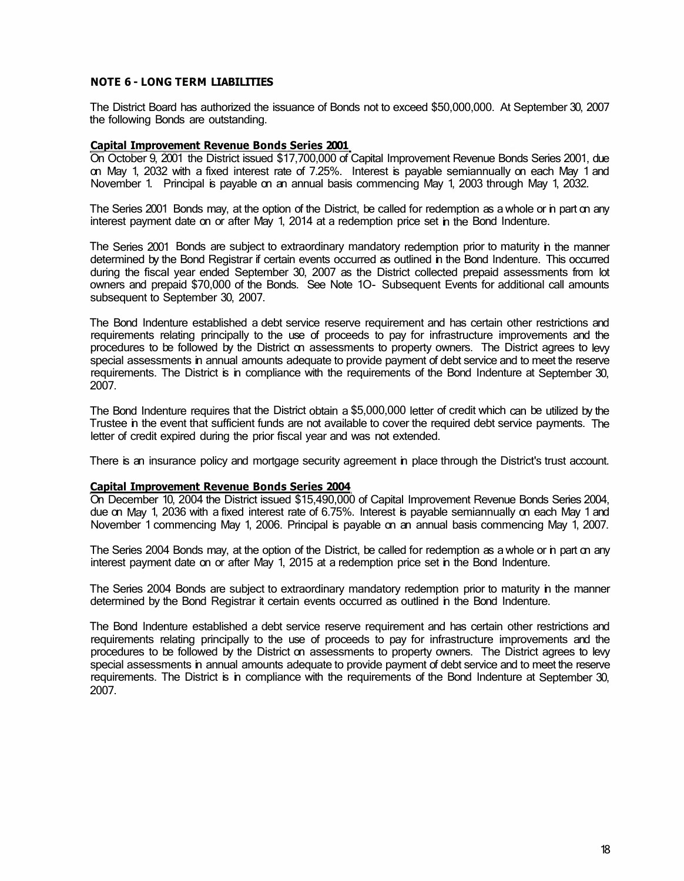## NOTE 6 - LONG TERM LIABILITIES

The District Board has authorized the issuance of Bonds not to exceed $50,000,000. At September 30, 2007 the following Bonds are outstanding.

### Capital Improvement Revenue Bonds Series 2001

On October 9, 2001 the District issued $17,700,000 of Capital Improvement Revenue Bonds Series 2001, due on May 1, 2032 with a fixed interest rate of 7.25%. Interest is payable semiannually on each May 1 and November 1. Principal is payable on an annual basis commencing May 1, 2003 through May 1, 2032.

The Series 2001 Bonds may, at the option of the District, be called for redemption as a whole or in part on any interest payment date on or after May 1, 2014 at a redemption price set in the Bond Indenture.

The Series 2001 Bonds are subject to extraordinary mandatory redemption prior to maturity in the manner determined by the Bond Registrar if certain events occurred as outlined in the Bond Indenture. This occurred during the fiscal year ended September 30, 2007 as the District collected prepaid assessments from lot owners and prepaid $70,000 of the Bonds. See Note 1O- Subsequent Events for additional call amounts subsequent to September 30, 2007.

The Bond Indenture established a debt service reserve requirement and has certain other restrictions and requirements relating principally to the use of proceeds to pay for infrastructure improvements and the procedures to be followed by the District on assessments to property owners. The District agrees to levy special assessments in annual amounts adequate to provide payment of debt service and to meet the reserve requirements. The District is in compliance with the requirements of the Bond Indenture at September 30, 2007.

The Bond Indenture requires that the District obtain a $5,000,000 letter of credit which can be utilized by the Trustee in the event that sufficient funds are not available to cover the required debt service payments. The letter of credit expired during the prior fiscal year and was not extended.

There is an insurance policy and mortgage security agreement in place through the District's trust account.

### Capital Improvement Revenue Bonds Series 2004

On December 10, 2004 the District issued $15,490,000 of Capital Improvement Revenue Bonds Series 2004, due on May 1, 2036 with a fixed interest rate of 6.75%. Interest is payable semiannually on each May 1 and November 1 commencing May 1, 2006. Principal is payable on an annual basis commencing May 1, 2007.

The Series 2004 Bonds may, at the option of the District, be called for redemption as a whole or in part on any interest payment date on or after May 1, 2015 at a redemption price set in the Bond Indenture.

The Series 2004 Bonds are subject to extraordinary mandatory redemption prior to maturity in the manner determined by the Bond Registrar it certain events occurred as outlined in the Bond Indenture.

The Bond Indenture established a debt service reserve requirement and has certain other restrictions and requirements relating principally to the use of proceeds to pay for infrastructure improvements and the procedures to be followed by the District on assessments to property owners. The District agrees to levy special assessments in annual amounts adequate to provide payment of debt service and to meet the reserve requirements. The District is in compliance with the requirements of the Bond Indenture at September 30, 2007.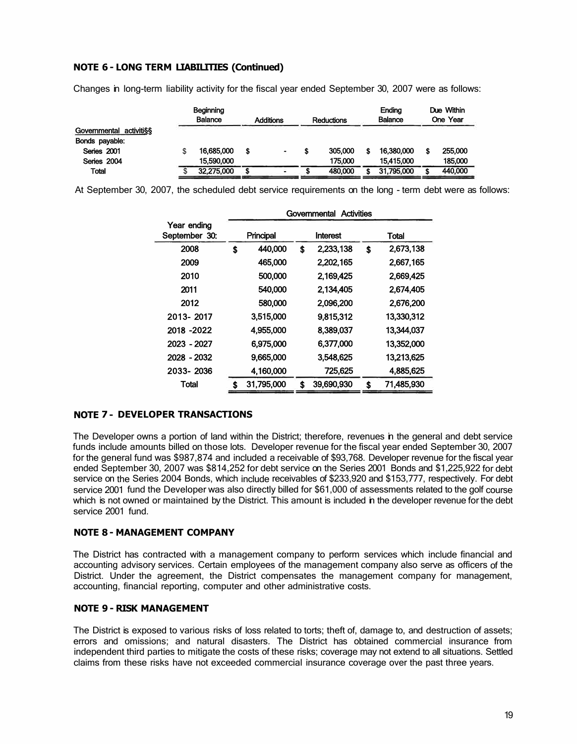## NOTE 6 - LONG TERM LIABILITIES (Continued)

Changes in long-term liability activity for the fiscal year ended September 30, 2007 were as follows:

| | Beginning Balance | Additions | Reductions | Ending Balance | Due Within One Year |
|---|---|---|---|---|---|
| Governmental activiti§§ | | | | | |
| Bonds payable: | | | | | |
| Series 2001 | $ 16,685,000 | $ - | $ 305,000 | $ 16,380,000 | $ 255,000 |
| Series 2004 | 15,590,000 | | 175,000 | 15,415,000 | 185,000 |
| Total | $ 32,275,000 | $ - | $ 480,000 | $ 31,795,000 | $ 440,000 |

At September 30, 2007, the scheduled debt service requirements on the long - term debt were as follows:

| Year ending September 30: | Governmental Activities | | |
|---|---|---|---|
| | Principal | Interest | Total |
| 2008 | $ 440,000 | $ 2,233,138 | $ 2,673,138 |
| 2009 | 465,000 | 2,202,165 | 2,667,165 |
| 2010 | 500,000 | 2,169,425 | 2,669,425 |
| 2011 | 540,000 | 2,134,405 | 2,674,405 |
| 2012 | 580,000 | 2,096,200 | 2,676,200 |
| 2013- 2017 | 3,515,000 | 9,815,312 | 13,330,312 |
| 2018 -2022 | 4,955,000 | 8,389,037 | 13,344,037 |
| 2023 - 2027 | 6,975,000 | 6,377,000 | 13,352,000 |
| 2028 - 2032 | 9,665,000 | 3,548,625 | 13,213,625 |
| 2033- 2036 | 4,160,000 | 725,625 | 4,885,625 |
| Total | $ 31,795,000 | $ 39,690,930 | $ 71,485,930 |

## NOTE 7 - DEVELOPER TRANSACTIONS

The Developer owns a portion of land within the District; therefore, revenues in the general and debt service funds include amounts billed on those lots. Developer revenue for the fiscal year ended September 30, 2007 for the general fund was $987,874 and included a receivable of $93,768. Developer revenue for the fiscal year ended September 30, 2007 was $814,252 for debt service on the Series 2001 Bonds and $1,225,922 for debt service on the Series 2004 Bonds, which include receivables of $233,920 and $153,777, respectively. For debt service 2001 fund the Developer was also directly billed for $61,000 of assessments related to the golf course which is not owned or maintained by the District. This amount is included in the developer revenue for the debt service 2001 fund.

## NOTE 8 - MANAGEMENT COMPANY

The District has contracted with a management company to perform services which include financial and accounting advisory services. Certain employees of the management company also serve as officers of the District. Under the agreement, the District compensates the management company for management, accounting, financial reporting, computer and other administrative costs.

## NOTE 9 - RISK MANAGEMENT

The District is exposed to various risks of loss related to torts; theft of, damage to, and destruction of assets; errors and omissions; and natural disasters. The District has obtained commercial insurance from independent third parties to mitigate the costs of these risks; coverage may not extend to all situations. Settled claims from these risks have not exceeded commercial insurance coverage over the past three years.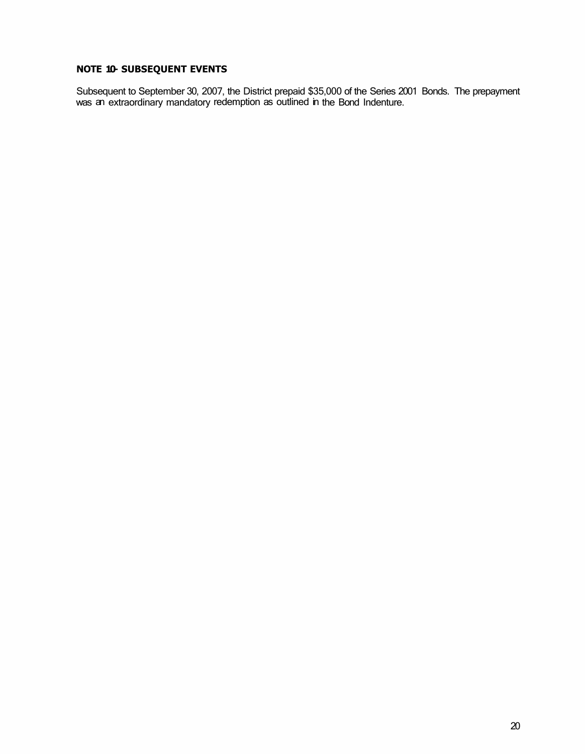**NOTE 10- SUBSEQUENT EVENTS**

Subsequent to September 30, 2007, the District prepaid $35,000 of the Series 2001 Bonds. The prepayment was an extraordinary mandatory redemption as outlined in the Bond Indenture.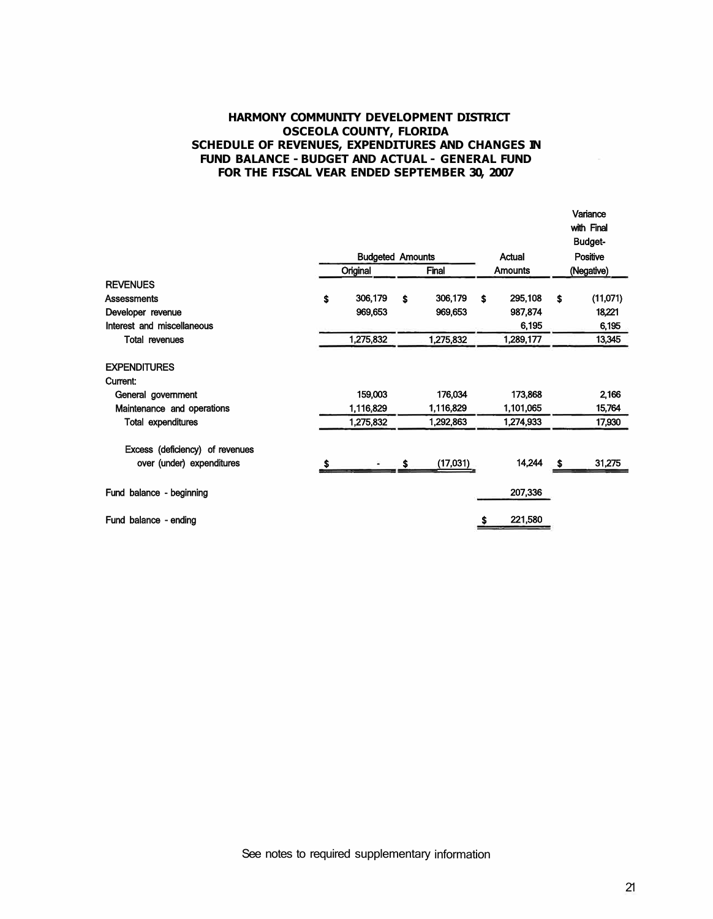# HARMONY COMMUNITY DEVELOPMENT DISTRICT
## OSCEOLA COUNTY, FLORIDA
## SCHEDULE OF REVENUES, EXPENDITURES AND CHANGES IN FUND BALANCE - BUDGET AND ACTUAL - GENERAL FUND
## FOR THE FISCAL YEAR ENDED SEPTEMBER 30, 2007

| | Budgeted Amounts | | Actual | Variance with Final Budget- Positive |
|---|---|---|---|---|
| | Original | Final | Amounts | (Negative) |
| **REVENUES** | | | | |
| Assessments | $ 306,179 | $ 306,179 | $ 295,108 | $ (11,071) |
| Developer revenue | 969,653 | 969,653 | 987,874 | 18,221 |
| Interest and miscellaneous | | | 6,195 | 6,195 |
| Total revenues | 1,275,832 | 1,275,832 | 1,289,177 | 13,345 |
| **EXPENDITURES** | | | | |
| Current: | | | | |
| General government | 159,003 | 176,034 | 173,868 | 2,166 |
| Maintenance and operations | 1,116,829 | 1,116,829 | 1,101,065 | 15,764 |
| Total expenditures | 1,275,832 | 1,292,863 | 1,274,933 | 17,930 |
| Excess (deficiency) of revenues over (under) expenditures | $ - | $ (17,031) | 14,244 | $ 31,275 |
| Fund balance - beginning | | | 207,336 | |
| Fund balance - ending | | | $ 221,580 | |

See notes to required supplementary information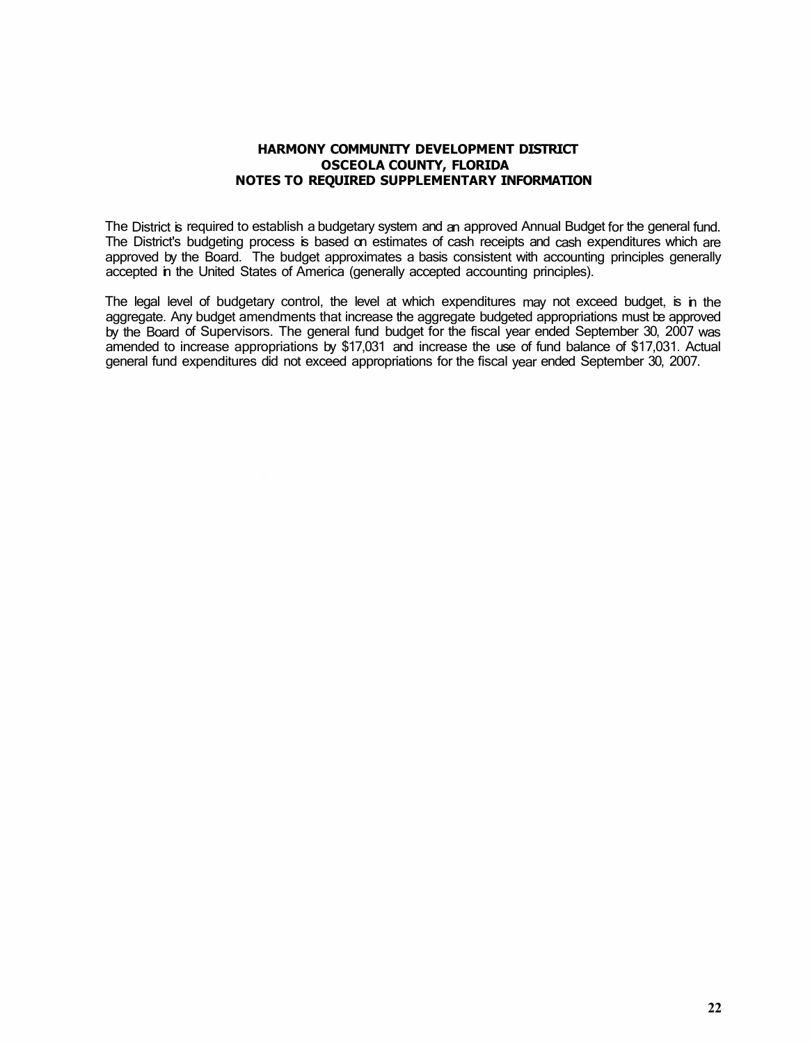# HARMONY COMMUNITY DEVELOPMENT DISTRICT
## OSCEOLA COUNTY, FLORIDA
## NOTES TO REQUIRED SUPPLEMENTARY INFORMATION

The District is required to establish a budgetary system and an approved Annual Budget for the general fund. The District's budgeting process is based on estimates of cash receipts and cash expenditures which are approved by the Board. The budget approximates a basis consistent with accounting principles generally accepted in the United States of America (generally accepted accounting principles).

The legal level of budgetary control, the level at which expenditures may not exceed budget, is in the aggregate. Any budget amendments that increase the aggregate budgeted appropriations must be approved by the Board of Supervisors. The general fund budget for the fiscal year ended September 30, 2007 was amended to increase appropriations by $17,031 and increase the use of fund balance of $17,031. Actual general fund expenditures did not exceed appropriations for the fiscal year ended September 30, 2007.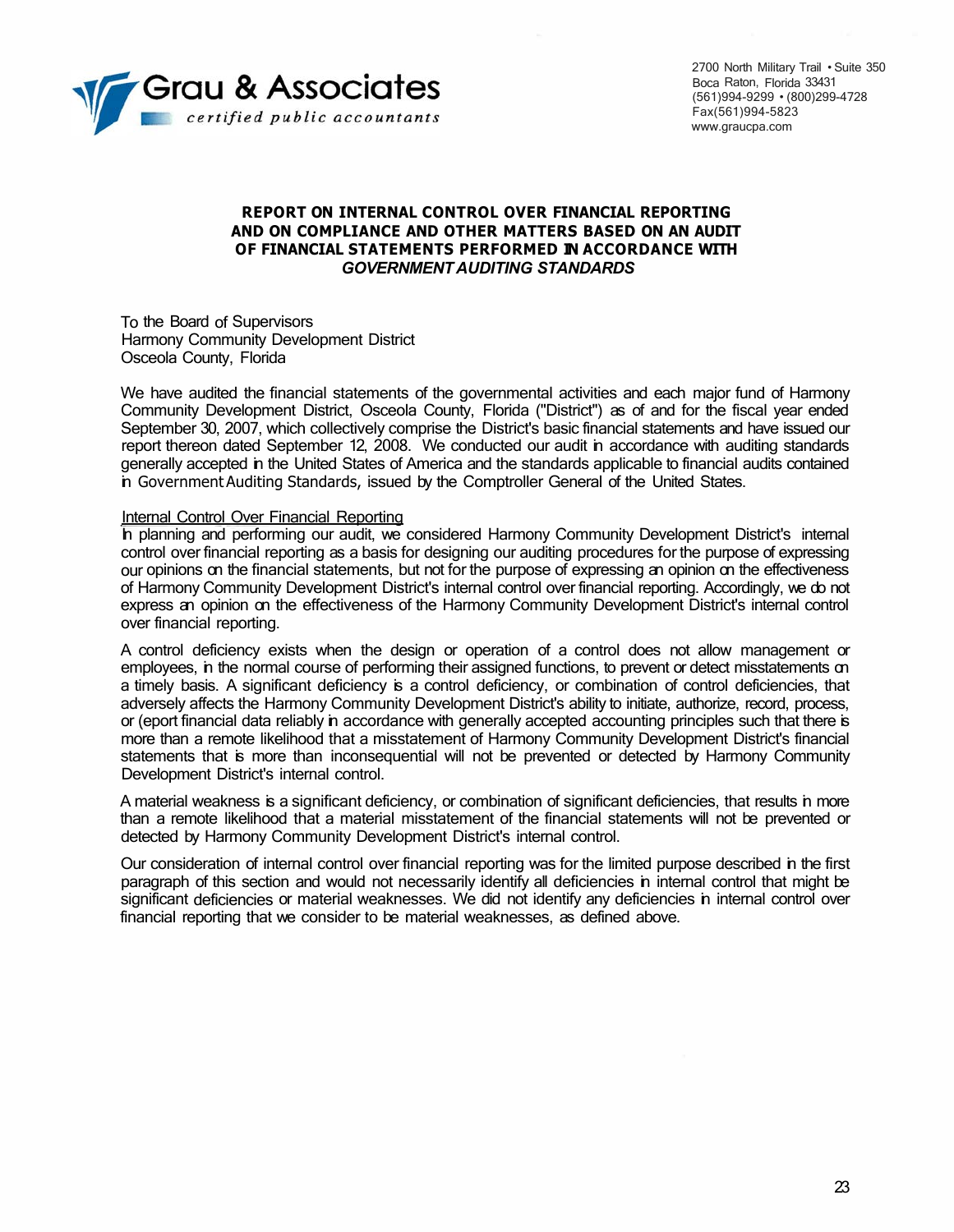Grau & Associates
*certified public accountants*

2700 North Military Trail • Suite 350
Boca Raton, Florida 33431
(561)994-9299 • (800)299-4728
Fax(561)994-5823
www.graucpa.com

**REPORT ON INTERNAL CONTROL OVER FINANCIAL REPORTING AND ON COMPLIANCE AND OTHER MATTERS BASED ON AN AUDIT OF FINANCIAL STATEMENTS PERFORMED IN ACCORDANCE WITH *GOVERNMENT AUDITING STANDARDS***

To the Board of Supervisors
Harmony Community Development District
Osceola County, Florida

We have audited the financial statements of the governmental activities and each major fund of Harmony Community Development District, Osceola County, Florida ("District") as of and for the fiscal year ended September 30, 2007, which collectively comprise the District's basic financial statements and have issued our report thereon dated September 12, 2008. We conducted our audit in accordance with auditing standards generally accepted in the United States of America and the standards applicable to financial audits contained in Government Auditing Standards, issued by the Comptroller General of the United States.

Internal Control Over Financial Reporting
In planning and performing our audit, we considered Harmony Community Development District's internal control over financial reporting as a basis for designing our auditing procedures for the purpose of expressing our opinions on the financial statements, but not for the purpose of expressing an opinion on the effectiveness of Harmony Community Development District's internal control over financial reporting. Accordingly, we do not express an opinion on the effectiveness of the Harmony Community Development District's internal control over financial reporting.

A control deficiency exists when the design or operation of a control does not allow management or employees, in the normal course of performing their assigned functions, to prevent or detect misstatements on a timely basis. A significant deficiency is a control deficiency, or combination of control deficiencies, that adversely affects the Harmony Community Development District's ability to initiate, authorize, record, process, or (eport financial data reliably in accordance with generally accepted accounting principles such that there is more than a remote likelihood that a misstatement of Harmony Community Development District's financial statements that is more than inconsequential will not be prevented or detected by Harmony Community Development District's internal control.

A material weakness is a significant deficiency, or combination of significant deficiencies, that results in more than a remote likelihood that a material misstatement of the financial statements will not be prevented or detected by Harmony Community Development District's internal control.

Our consideration of internal control over financial reporting was for the limited purpose described in the first paragraph of this section and would not necessarily identify all deficiencies in internal control that might be significant deficiencies or material weaknesses. We did not identify any deficiencies in internal control over financial reporting that we consider to be material weaknesses, as defined above.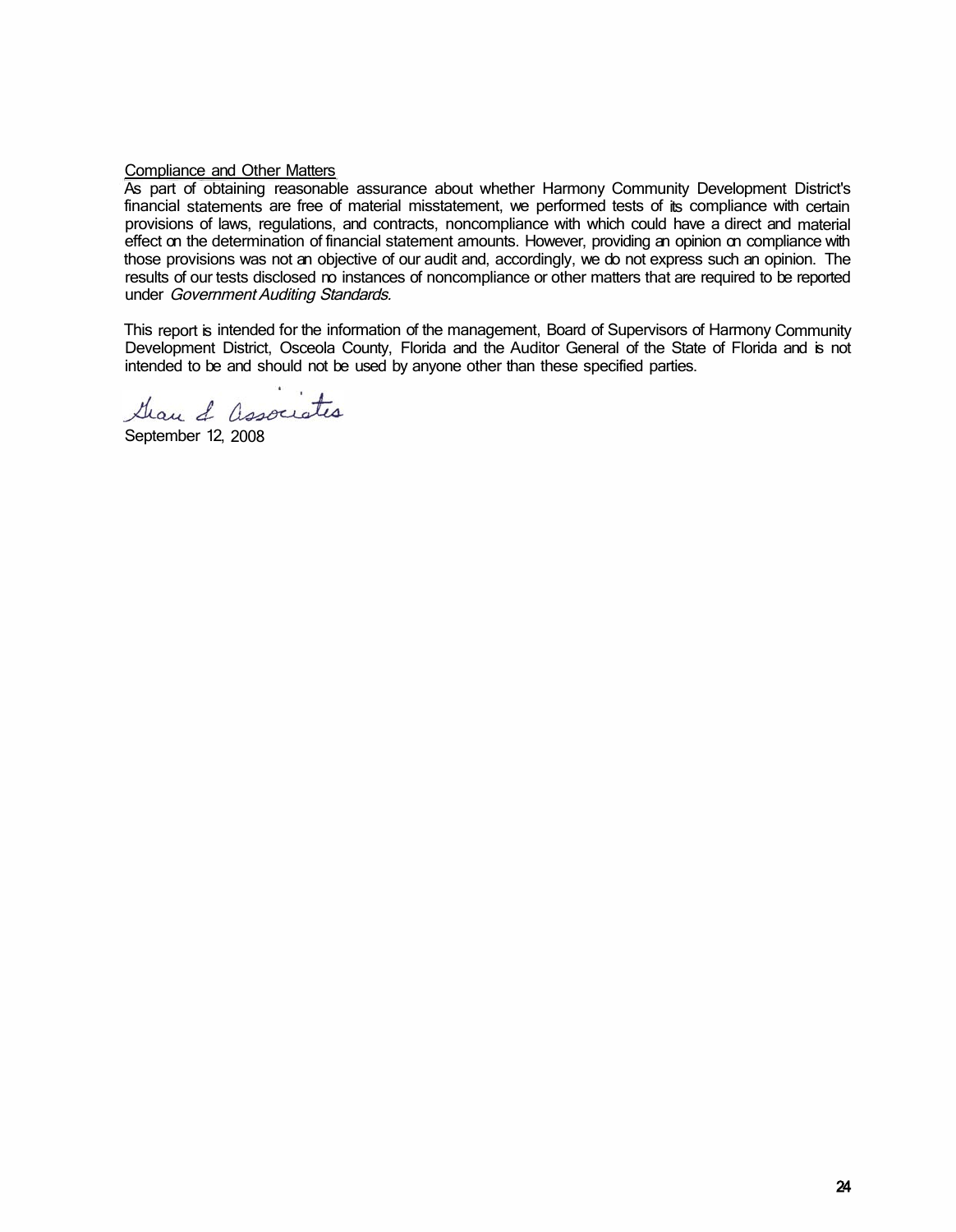Compliance and Other Matters

As part of obtaining reasonable assurance about whether Harmony Community Development District's financial statements are free of material misstatement, we performed tests of its compliance with certain provisions of laws, regulations, and contracts, noncompliance with which could have a direct and material effect on the determination of financial statement amounts. However, providing an opinion on compliance with those provisions was not an objective of our audit and, accordingly, we do not express such an opinion. The results of our tests disclosed no instances of noncompliance or other matters that are required to be reported under *Government Auditing Standards*.

This report is intended for the information of the management, Board of Supervisors of Harmony Community Development District, Osceola County, Florida and the Auditor General of the State of Florida and is not intended to be and should not be used by anyone other than these specified parties.

Grau & Associates

September 12, 2008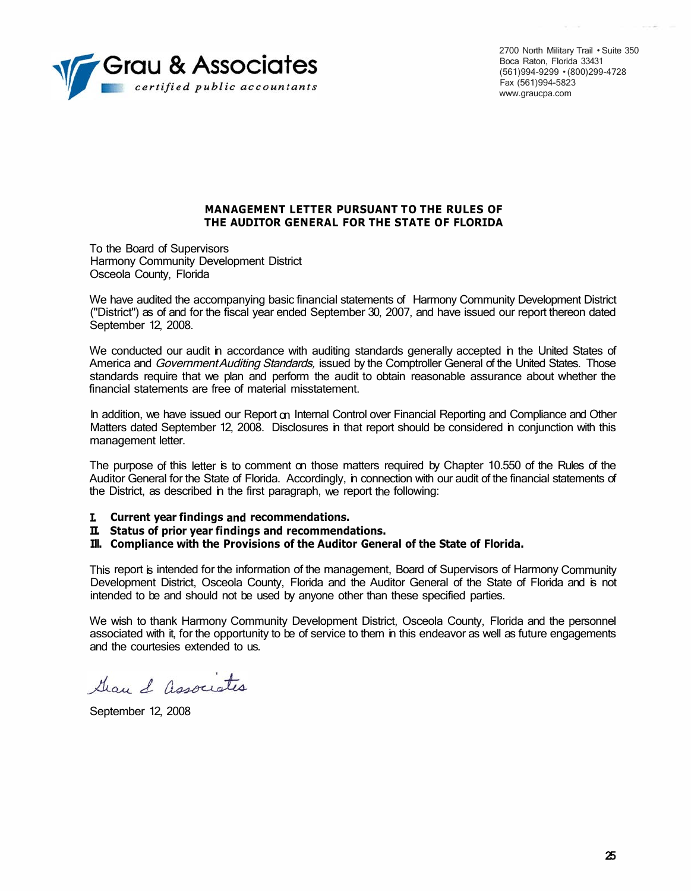Grau & Associates
*certified public accountants*

2700 North Military Trail • Suite 350
Boca Raton, Florida 33431
(561)994-9299 • (800)299-4728
Fax (561)994-5823
www.graucpa.com

**MANAGEMENT LETTER PURSUANT TO THE RULES OF THE AUDITOR GENERAL FOR THE STATE OF FLORIDA**

To the Board of Supervisors
Harmony Community Development District
Osceola County, Florida

We have audited the accompanying basic financial statements of Harmony Community Development District ("District") as of and for the fiscal year ended September 30, 2007, and have issued our report thereon dated September 12, 2008.

We conducted our audit in accordance with auditing standards generally accepted in the United States of America and *Government Auditing Standards,* issued by the Comptroller General of the United States. Those standards require that we plan and perform the audit to obtain reasonable assurance about whether the financial statements are free of material misstatement.

In addition, we have issued our Report on Internal Control over Financial Reporting and Compliance and Other Matters dated September 12, 2008. Disclosures in that report should be considered in conjunction with this management letter.

The purpose of this letter is to comment on those matters required by Chapter 10.550 of the Rules of the Auditor General for the State of Florida. Accordingly, in connection with our audit of the financial statements of the District, as described in the first paragraph, we report the following:

I. **Current year findings and recommendations.**
II. **Status of prior year findings and recommendations.**
III. **Compliance with the Provisions of the Auditor General of the State of Florida.**

This report is intended for the information of the management, Board of Supervisors of Harmony Community Development District, Osceola County, Florida and the Auditor General of the State of Florida and is not intended to be and should not be used by anyone other than these specified parties.

We wish to thank Harmony Community Development District, Osceola County, Florida and the personnel associated with it, for the opportunity to be of service to them in this endeavor as well as future engagements and the courtesies extended to us.

*Grau & Associates*

September 12, 2008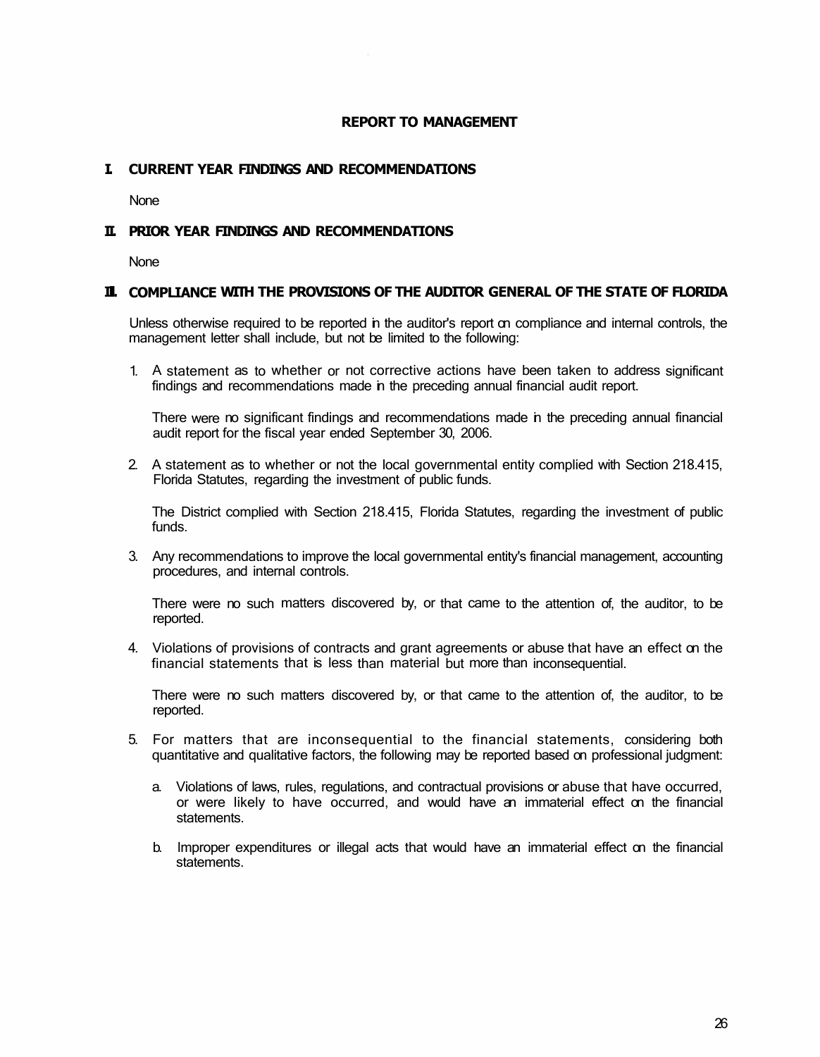# REPORT TO MANAGEMENT

## I. CURRENT YEAR FINDINGS AND RECOMMENDATIONS

None

## II. PRIOR YEAR FINDINGS AND RECOMMENDATIONS

None

## III. COMPLIANCE WITH THE PROVISIONS OF THE AUDITOR GENERAL OF THE STATE OF FLORIDA

Unless otherwise required to be reported in the auditor's report on compliance and internal controls, the management letter shall include, but not be limited to the following:

1. A statement as to whether or not corrective actions have been taken to address significant findings and recommendations made in the preceding annual financial audit report.

   There were no significant findings and recommendations made in the preceding annual financial audit report for the fiscal year ended September 30, 2006.

2. A statement as to whether or not the local governmental entity complied with Section 218.415, Florida Statutes, regarding the investment of public funds.

   The District complied with Section 218.415, Florida Statutes, regarding the investment of public funds.

3. Any recommendations to improve the local governmental entity's financial management, accounting procedures, and internal controls.

   There were no such matters discovered by, or that came to the attention of, the auditor, to be reported.

4. Violations of provisions of contracts and grant agreements or abuse that have an effect on the financial statements that is less than material but more than inconsequential.

   There were no such matters discovered by, or that came to the attention of, the auditor, to be reported.

5. For matters that are inconsequential to the financial statements, considering both quantitative and qualitative factors, the following may be reported based on professional judgment:

   a. Violations of laws, rules, regulations, and contractual provisions or abuse that have occurred, or were likely to have occurred, and would have an immaterial effect on the financial statements.

   b. Improper expenditures or illegal acts that would have an immaterial effect on the financial statements.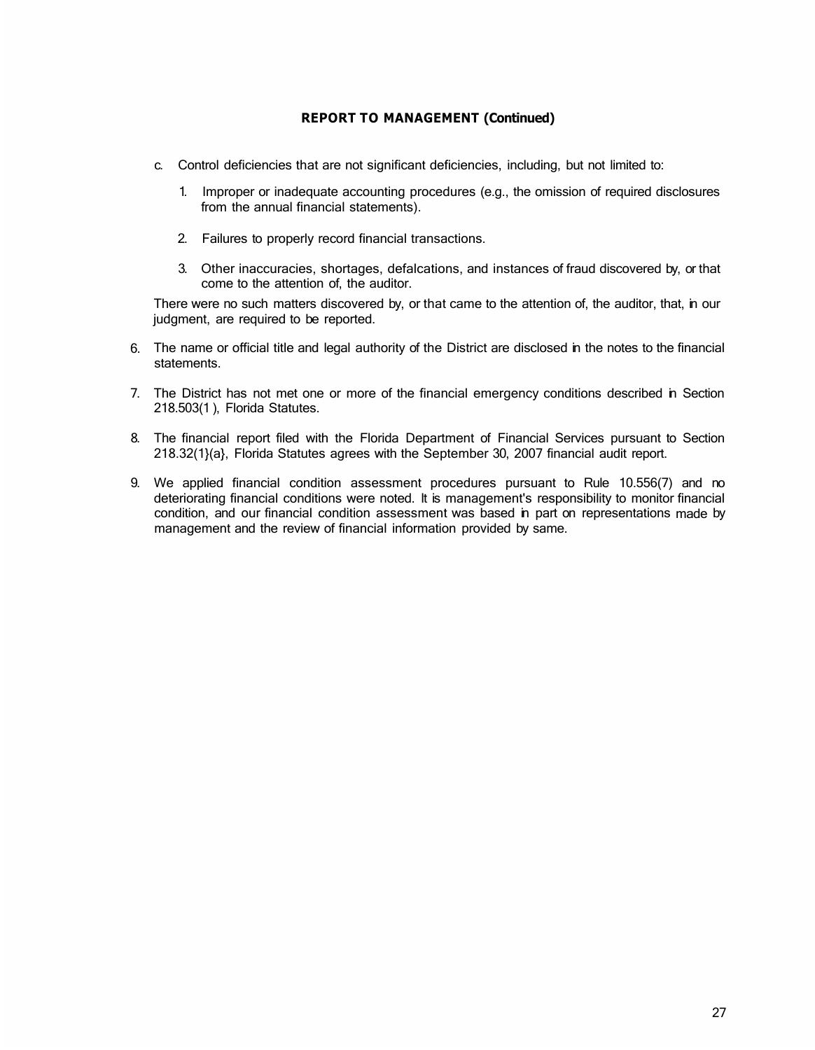## REPORT TO MANAGEMENT (Continued)

c. Control deficiencies that are not significant deficiencies, including, but not limited to:

   1. Improper or inadequate accounting procedures (e.g., the omission of required disclosures from the annual financial statements).

   2. Failures to properly record financial transactions.

   3. Other inaccuracies, shortages, defalcations, and instances of fraud discovered by, or that come to the attention of, the auditor.

   There were no such matters discovered by, or that came to the attention of, the auditor, that, in our judgment, are required to be reported.

6. The name or official title and legal authority of the District are disclosed in the notes to the financial statements.

7. The District has not met one or more of the financial emergency conditions described in Section 218.503(1 ), Florida Statutes.

8. The financial report filed with the Florida Department of Financial Services pursuant to Section 218.32(1}(a}, Florida Statutes agrees with the September 30, 2007 financial audit report.

9. We applied financial condition assessment procedures pursuant to Rule 10.556(7) and no deteriorating financial conditions were noted. It is management's responsibility to monitor financial condition, and our financial condition assessment was based in part on representations made by management and the review of financial information provided by same.